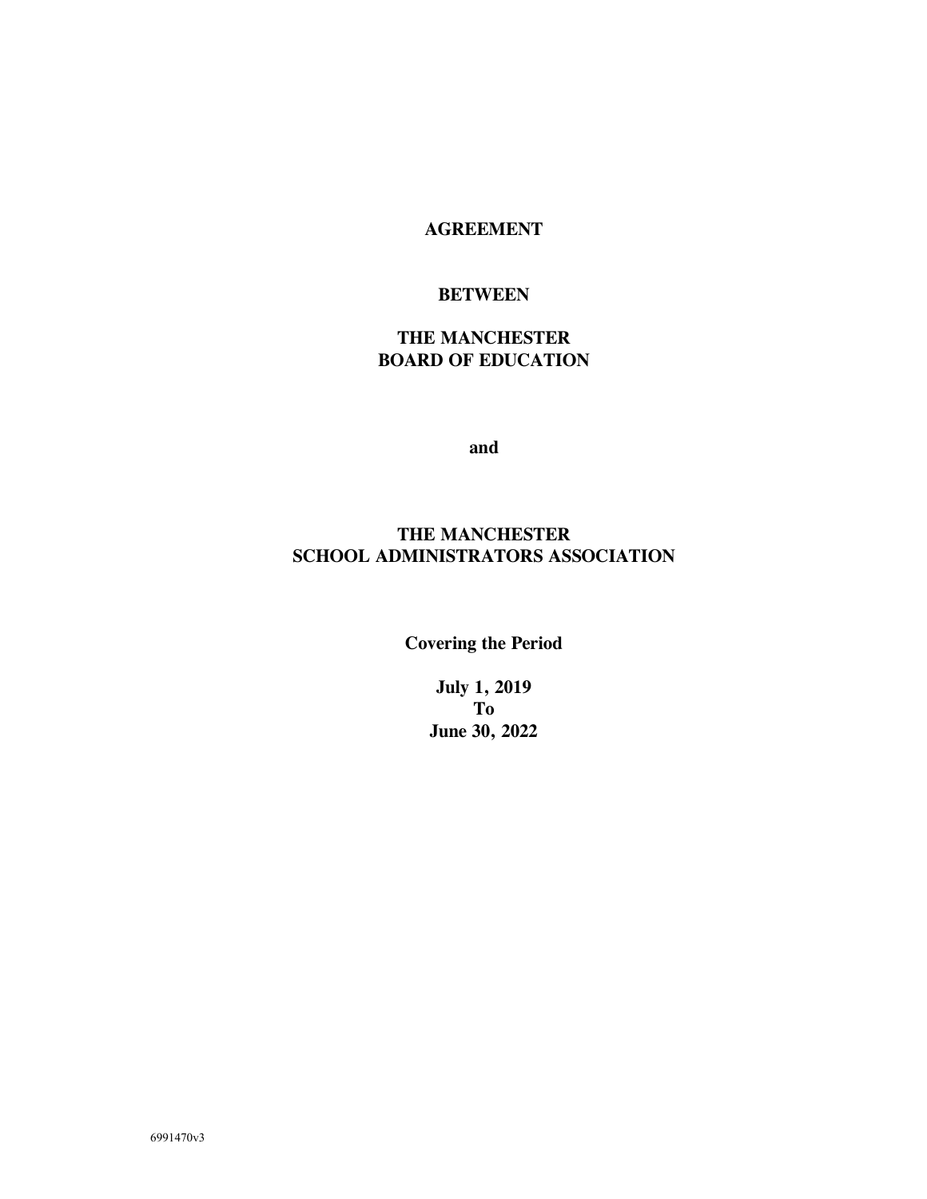**AGREEMENT**

**BETWEEN**

**THE MANCHESTER**
**BOARD OF EDUCATION**

**and**

**THE MANCHESTER**
**SCHOOL ADMINISTRATORS ASSOCIATION**

**Covering the Period**

**July 1, 2019**
**To**
**June 30, 2022**

6991470v3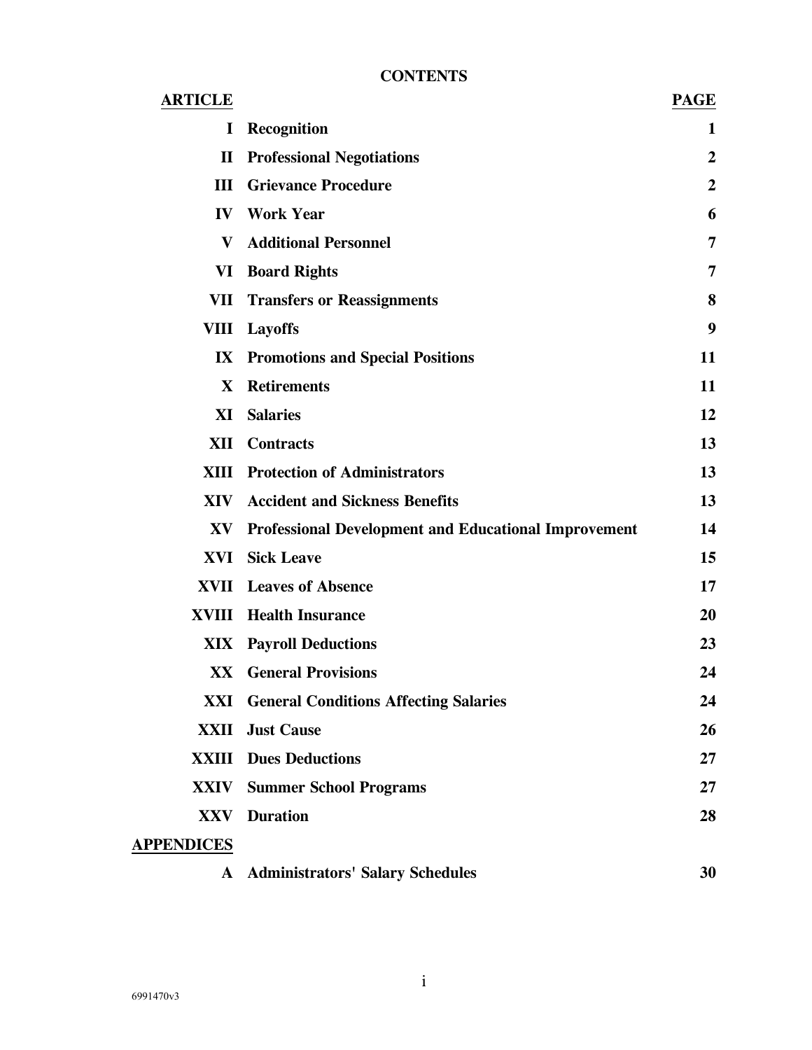# CONTENTS

| ARTICLE | | PAGE |
|---|---|---|
| I | Recognition | 1 |
| II | Professional Negotiations | 2 |
| III | Grievance Procedure | 2 |
| IV | Work Year | 6 |
| V | Additional Personnel | 7 |
| VI | Board Rights | 7 |
| VII | Transfers or Reassignments | 8 |
| VIII | Layoffs | 9 |
| IX | Promotions and Special Positions | 11 |
| X | Retirements | 11 |
| XI | Salaries | 12 |
| XII | Contracts | 13 |
| XIII | Protection of Administrators | 13 |
| XIV | Accident and Sickness Benefits | 13 |
| XV | Professional Development and Educational Improvement | 14 |
| XVI | Sick Leave | 15 |
| XVII | Leaves of Absence | 17 |
| XVIII | Health Insurance | 20 |
| XIX | Payroll Deductions | 23 |
| XX | General Provisions | 24 |
| XXI | General Conditions Affecting Salaries | 24 |
| XXII | Just Cause | 26 |
| XXIII | Dues Deductions | 27 |
| XXIV | Summer School Programs | 27 |
| XXV | Duration | 28 |
| **APPENDICES** | | |
| A | Administrators' Salary Schedules | 30 |

6991470v3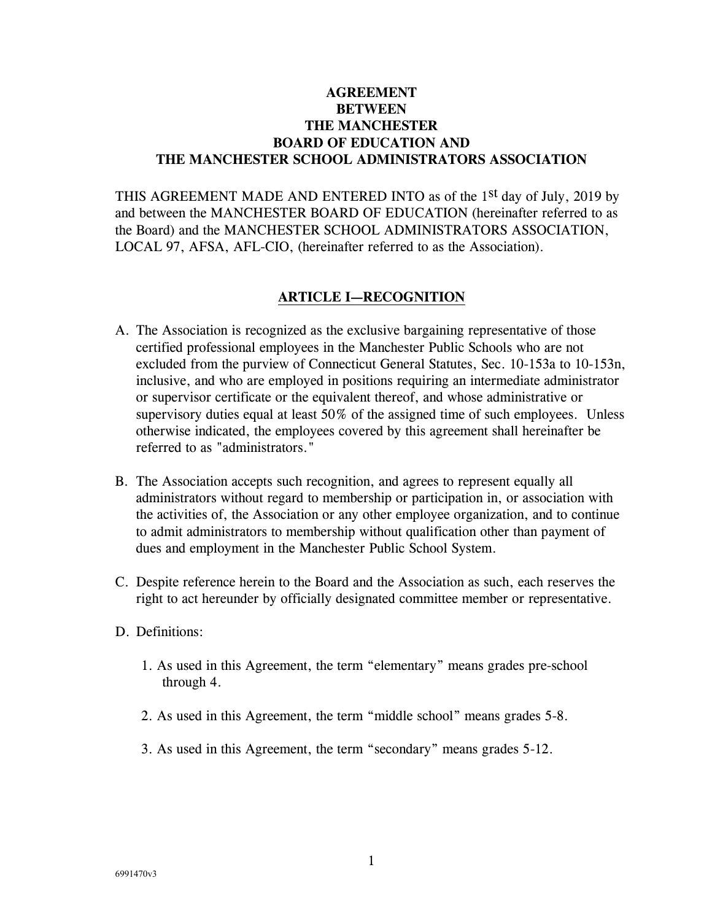# AGREEMENT BETWEEN THE MANCHESTER BOARD OF EDUCATION AND THE MANCHESTER SCHOOL ADMINISTRATORS ASSOCIATION

THIS AGREEMENT MADE AND ENTERED INTO as of the 1st day of July, 2019 by and between the MANCHESTER BOARD OF EDUCATION (hereinafter referred to as the Board) and the MANCHESTER SCHOOL ADMINISTRATORS ASSOCIATION, LOCAL 97, AFSA, AFL-CIO, (hereinafter referred to as the Association).

## ARTICLE I—RECOGNITION

A. The Association is recognized as the exclusive bargaining representative of those certified professional employees in the Manchester Public Schools who are not excluded from the purview of Connecticut General Statutes, Sec. 10-153a to 10-153n, inclusive, and who are employed in positions requiring an intermediate administrator or supervisor certificate or the equivalent thereof, and whose administrative or supervisory duties equal at least 50% of the assigned time of such employees. Unless otherwise indicated, the employees covered by this agreement shall hereinafter be referred to as "administrators."

B. The Association accepts such recognition, and agrees to represent equally all administrators without regard to membership or participation in, or association with the activities of, the Association or any other employee organization, and to continue to admit administrators to membership without qualification other than payment of dues and employment in the Manchester Public School System.

C. Despite reference herein to the Board and the Association as such, each reserves the right to act hereunder by officially designated committee member or representative.

D. Definitions:

1. As used in this Agreement, the term "elementary" means grades pre-school through 4.
2. As used in this Agreement, the term "middle school" means grades 5-8.
3. As used in this Agreement, the term "secondary" means grades 5-12.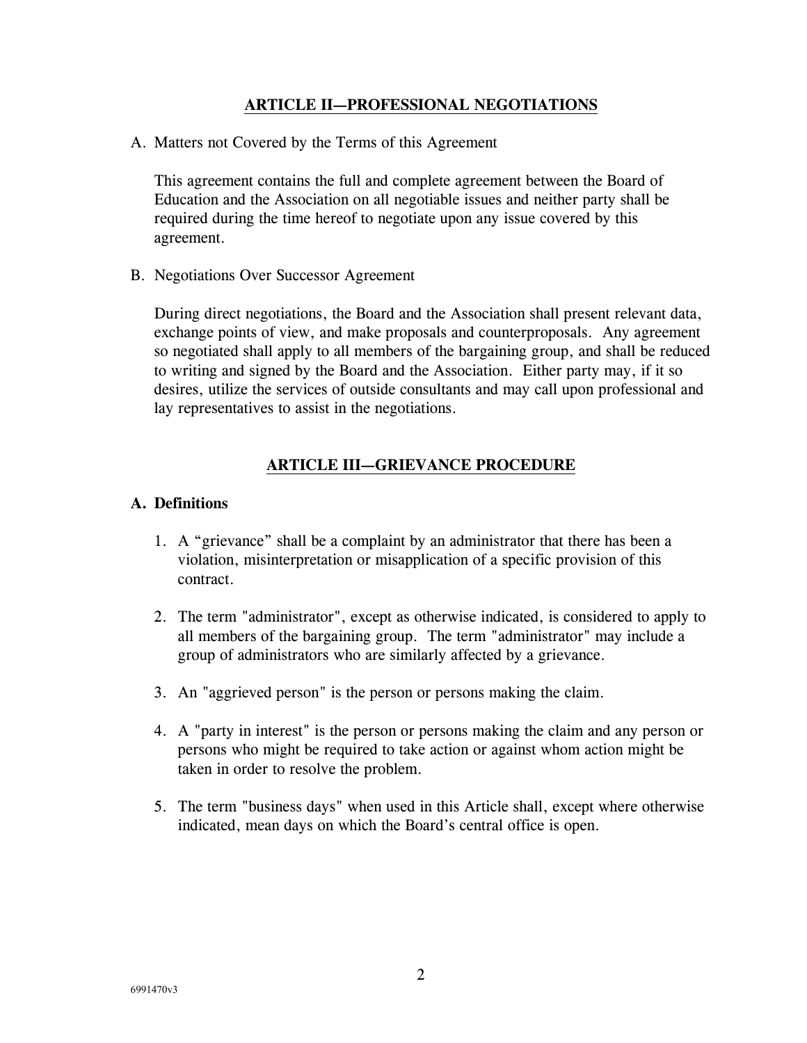## ARTICLE II—PROFESSIONAL NEGOTIATIONS

A. Matters not Covered by the Terms of this Agreement

This agreement contains the full and complete agreement between the Board of Education and the Association on all negotiable issues and neither party shall be required during the time hereof to negotiate upon any issue covered by this agreement.

B. Negotiations Over Successor Agreement

During direct negotiations, the Board and the Association shall present relevant data, exchange points of view, and make proposals and counterproposals. Any agreement so negotiated shall apply to all members of the bargaining group, and shall be reduced to writing and signed by the Board and the Association. Either party may, if it so desires, utilize the services of outside consultants and may call upon professional and lay representatives to assist in the negotiations.

## ARTICLE III—GRIEVANCE PROCEDURE

**A. Definitions**

1. A “grievance” shall be a complaint by an administrator that there has been a violation, misinterpretation or misapplication of a specific provision of this contract.

2. The term "administrator", except as otherwise indicated, is considered to apply to all members of the bargaining group. The term "administrator" may include a group of administrators who are similarly affected by a grievance.

3. An "aggrieved person" is the person or persons making the claim.

4. A "party in interest" is the person or persons making the claim and any person or persons who might be required to take action or against whom action might be taken in order to resolve the problem.

5. The term "business days" when used in this Article shall, except where otherwise indicated, mean days on which the Board’s central office is open.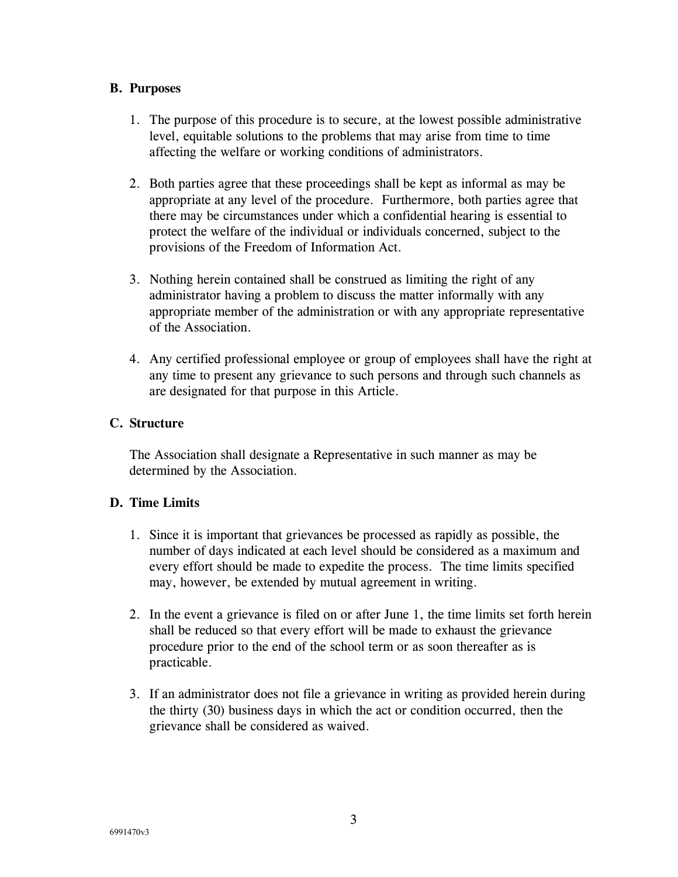### B. Purposes

1. The purpose of this procedure is to secure, at the lowest possible administrative level, equitable solutions to the problems that may arise from time to time affecting the welfare or working conditions of administrators.

2. Both parties agree that these proceedings shall be kept as informal as may be appropriate at any level of the procedure. Furthermore, both parties agree that there may be circumstances under which a confidential hearing is essential to protect the welfare of the individual or individuals concerned, subject to the provisions of the Freedom of Information Act.

3. Nothing herein contained shall be construed as limiting the right of any administrator having a problem to discuss the matter informally with any appropriate member of the administration or with any appropriate representative of the Association.

4. Any certified professional employee or group of employees shall have the right at any time to present any grievance to such persons and through such channels as are designated for that purpose in this Article.

### C. Structure

The Association shall designate a Representative in such manner as may be determined by the Association.

### D. Time Limits

1. Since it is important that grievances be processed as rapidly as possible, the number of days indicated at each level should be considered as a maximum and every effort should be made to expedite the process. The time limits specified may, however, be extended by mutual agreement in writing.

2. In the event a grievance is filed on or after June 1, the time limits set forth herein shall be reduced so that every effort will be made to exhaust the grievance procedure prior to the end of the school term or as soon thereafter as is practicable.

3. If an administrator does not file a grievance in writing as provided herein during the thirty (30) business days in which the act or condition occurred, then the grievance shall be considered as waived.

6991470v3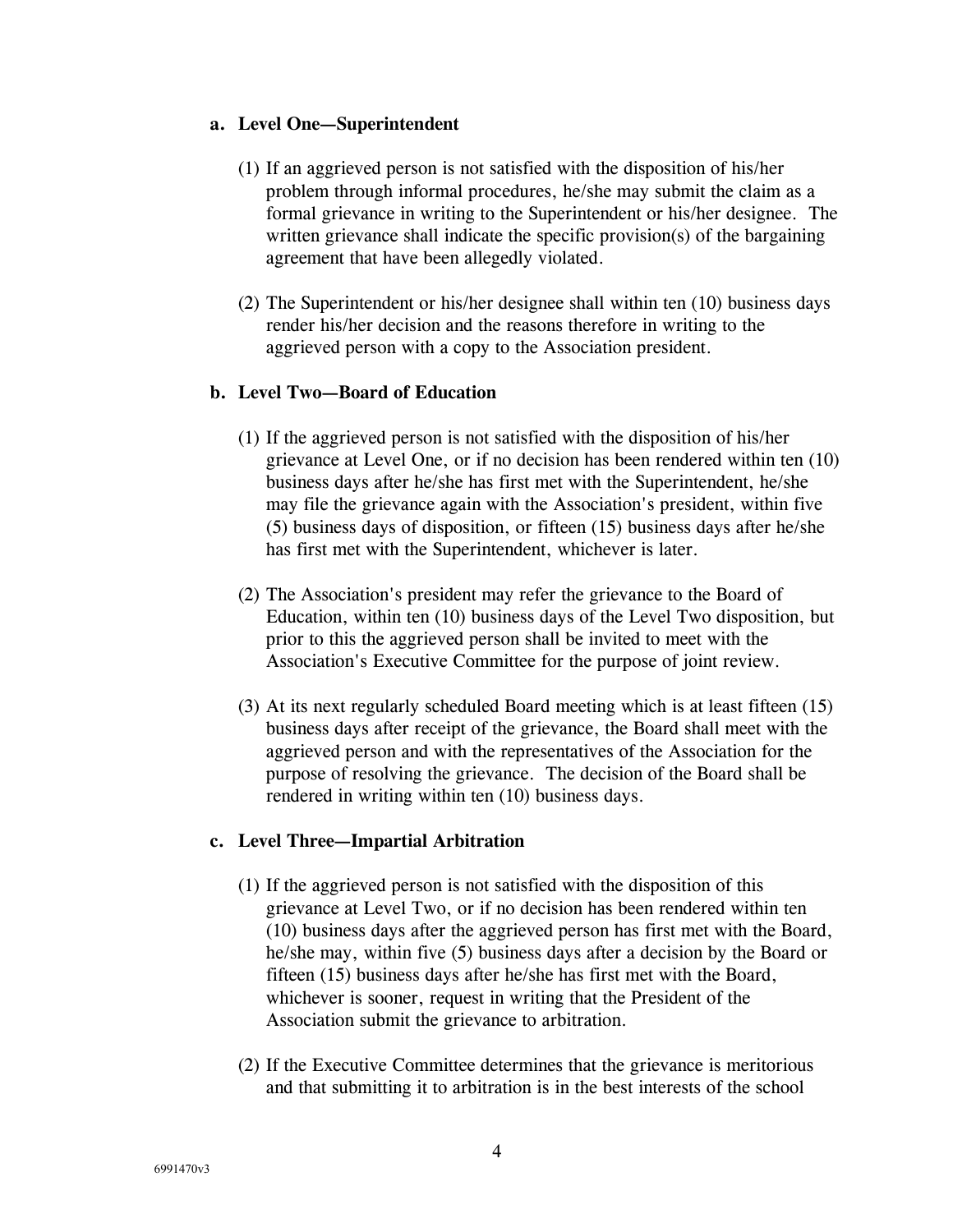**a. Level One—Superintendent**

(1) If an aggrieved person is not satisfied with the disposition of his/her problem through informal procedures, he/she may submit the claim as a formal grievance in writing to the Superintendent or his/her designee. The written grievance shall indicate the specific provision(s) of the bargaining agreement that have been allegedly violated.

(2) The Superintendent or his/her designee shall within ten (10) business days render his/her decision and the reasons therefore in writing to the aggrieved person with a copy to the Association president.

**b. Level Two—Board of Education**

(1) If the aggrieved person is not satisfied with the disposition of his/her grievance at Level One, or if no decision has been rendered within ten (10) business days after he/she has first met with the Superintendent, he/she may file the grievance again with the Association's president, within five (5) business days of disposition, or fifteen (15) business days after he/she has first met with the Superintendent, whichever is later.

(2) The Association's president may refer the grievance to the Board of Education, within ten (10) business days of the Level Two disposition, but prior to this the aggrieved person shall be invited to meet with the Association's Executive Committee for the purpose of joint review.

(3) At its next regularly scheduled Board meeting which is at least fifteen (15) business days after receipt of the grievance, the Board shall meet with the aggrieved person and with the representatives of the Association for the purpose of resolving the grievance. The decision of the Board shall be rendered in writing within ten (10) business days.

**c. Level Three—Impartial Arbitration**

(1) If the aggrieved person is not satisfied with the disposition of this grievance at Level Two, or if no decision has been rendered within ten (10) business days after the aggrieved person has first met with the Board, he/she may, within five (5) business days after a decision by the Board or fifteen (15) business days after he/she has first met with the Board, whichever is sooner, request in writing that the President of the Association submit the grievance to arbitration.

(2) If the Executive Committee determines that the grievance is meritorious and that submitting it to arbitration is in the best interests of the school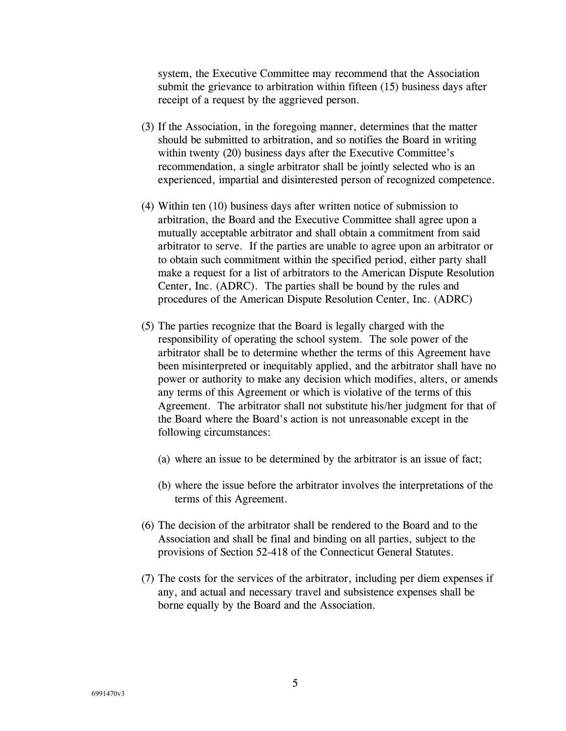system, the Executive Committee may recommend that the Association submit the grievance to arbitration within fifteen (15) business days after receipt of a request by the aggrieved person.

(3) If the Association, in the foregoing manner, determines that the matter should be submitted to arbitration, and so notifies the Board in writing within twenty (20) business days after the Executive Committee's recommendation, a single arbitrator shall be jointly selected who is an experienced, impartial and disinterested person of recognized competence.

(4) Within ten (10) business days after written notice of submission to arbitration, the Board and the Executive Committee shall agree upon a mutually acceptable arbitrator and shall obtain a commitment from said arbitrator to serve. If the parties are unable to agree upon an arbitrator or to obtain such commitment within the specified period, either party shall make a request for a list of arbitrators to the American Dispute Resolution Center, Inc. (ADRC). The parties shall be bound by the rules and procedures of the American Dispute Resolution Center, Inc. (ADRC)

(5) The parties recognize that the Board is legally charged with the responsibility of operating the school system. The sole power of the arbitrator shall be to determine whether the terms of this Agreement have been misinterpreted or inequitably applied, and the arbitrator shall have no power or authority to make any decision which modifies, alters, or amends any terms of this Agreement or which is violative of the terms of this Agreement. The arbitrator shall not substitute his/her judgment for that of the Board where the Board's action is not unreasonable except in the following circumstances:

   (a) where an issue to be determined by the arbitrator is an issue of fact;

   (b) where the issue before the arbitrator involves the interpretations of the terms of this Agreement.

(6) The decision of the arbitrator shall be rendered to the Board and to the Association and shall be final and binding on all parties, subject to the provisions of Section 52-418 of the Connecticut General Statutes.

(7) The costs for the services of the arbitrator, including per diem expenses if any, and actual and necessary travel and subsistence expenses shall be borne equally by the Board and the Association.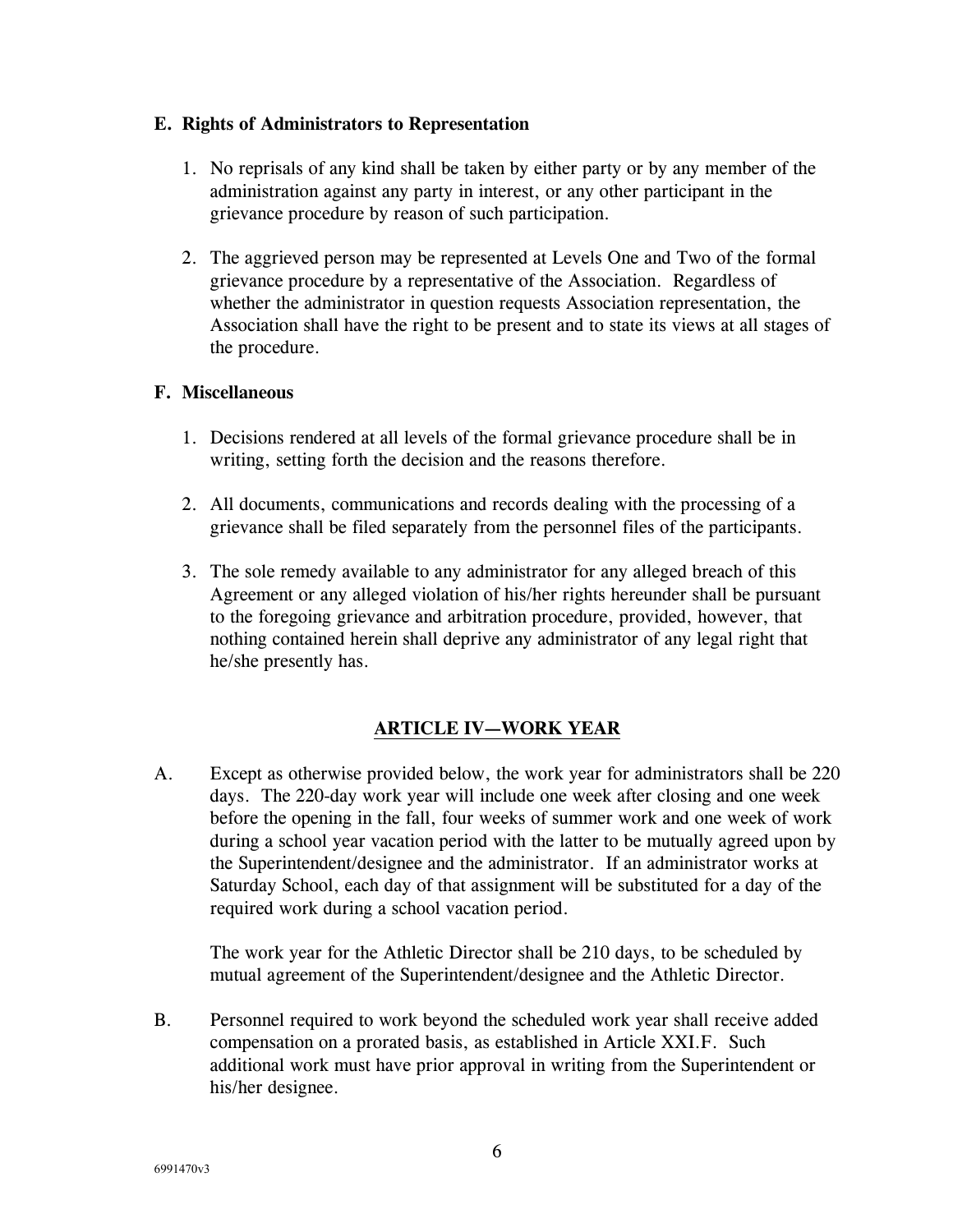### E. Rights of Administrators to Representation

1. No reprisals of any kind shall be taken by either party or by any member of the administration against any party in interest, or any other participant in the grievance procedure by reason of such participation.

2. The aggrieved person may be represented at Levels One and Two of the formal grievance procedure by a representative of the Association. Regardless of whether the administrator in question requests Association representation, the Association shall have the right to be present and to state its views at all stages of the procedure.

### F. Miscellaneous

1. Decisions rendered at all levels of the formal grievance procedure shall be in writing, setting forth the decision and the reasons therefore.

2. All documents, communications and records dealing with the processing of a grievance shall be filed separately from the personnel files of the participants.

3. The sole remedy available to any administrator for any alleged breach of this Agreement or any alleged violation of his/her rights hereunder shall be pursuant to the foregoing grievance and arbitration procedure, provided, however, that nothing contained herein shall deprive any administrator of any legal right that he/she presently has.

## ARTICLE IV—WORK YEAR

A. Except as otherwise provided below, the work year for administrators shall be 220 days. The 220-day work year will include one week after closing and one week before the opening in the fall, four weeks of summer work and one week of work during a school year vacation period with the latter to be mutually agreed upon by the Superintendent/designee and the administrator. If an administrator works at Saturday School, each day of that assignment will be substituted for a day of the required work during a school vacation period.

   The work year for the Athletic Director shall be 210 days, to be scheduled by mutual agreement of the Superintendent/designee and the Athletic Director.

B. Personnel required to work beyond the scheduled work year shall receive added compensation on a prorated basis, as established in Article XXI.F. Such additional work must have prior approval in writing from the Superintendent or his/her designee.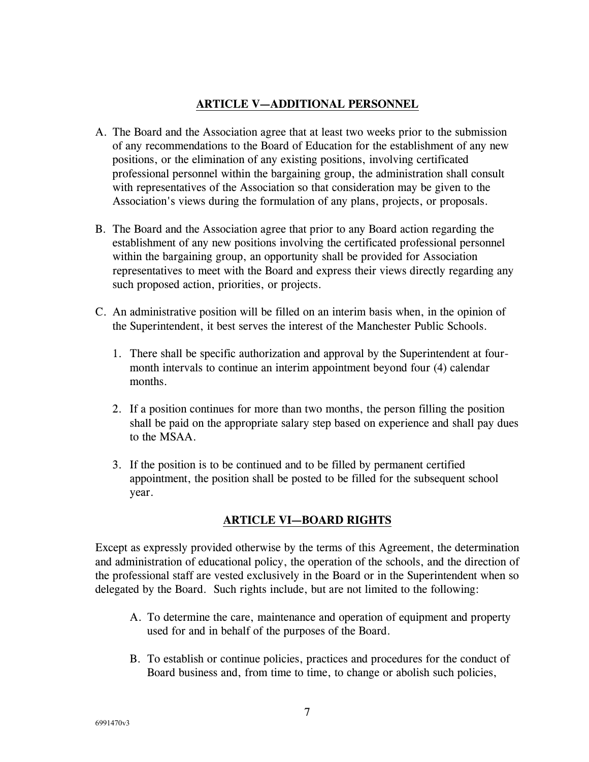## ARTICLE V—ADDITIONAL PERSONNEL

A. The Board and the Association agree that at least two weeks prior to the submission of any recommendations to the Board of Education for the establishment of any new positions, or the elimination of any existing positions, involving certificated professional personnel within the bargaining group, the administration shall consult with representatives of the Association so that consideration may be given to the Association's views during the formulation of any plans, projects, or proposals.

B. The Board and the Association agree that prior to any Board action regarding the establishment of any new positions involving the certificated professional personnel within the bargaining group, an opportunity shall be provided for Association representatives to meet with the Board and express their views directly regarding any such proposed action, priorities, or projects.

C. An administrative position will be filled on an interim basis when, in the opinion of the Superintendent, it best serves the interest of the Manchester Public Schools.

   1. There shall be specific authorization and approval by the Superintendent at four-month intervals to continue an interim appointment beyond four (4) calendar months.

   2. If a position continues for more than two months, the person filling the position shall be paid on the appropriate salary step based on experience and shall pay dues to the MSAA.

   3. If the position is to be continued and to be filled by permanent certified appointment, the position shall be posted to be filled for the subsequent school year.

## ARTICLE VI—BOARD RIGHTS

Except as expressly provided otherwise by the terms of this Agreement, the determination and administration of educational policy, the operation of the schools, and the direction of the professional staff are vested exclusively in the Board or in the Superintendent when so delegated by the Board. Such rights include, but are not limited to the following:

A. To determine the care, maintenance and operation of equipment and property used for and in behalf of the purposes of the Board.

B. To establish or continue policies, practices and procedures for the conduct of Board business and, from time to time, to change or abolish such policies,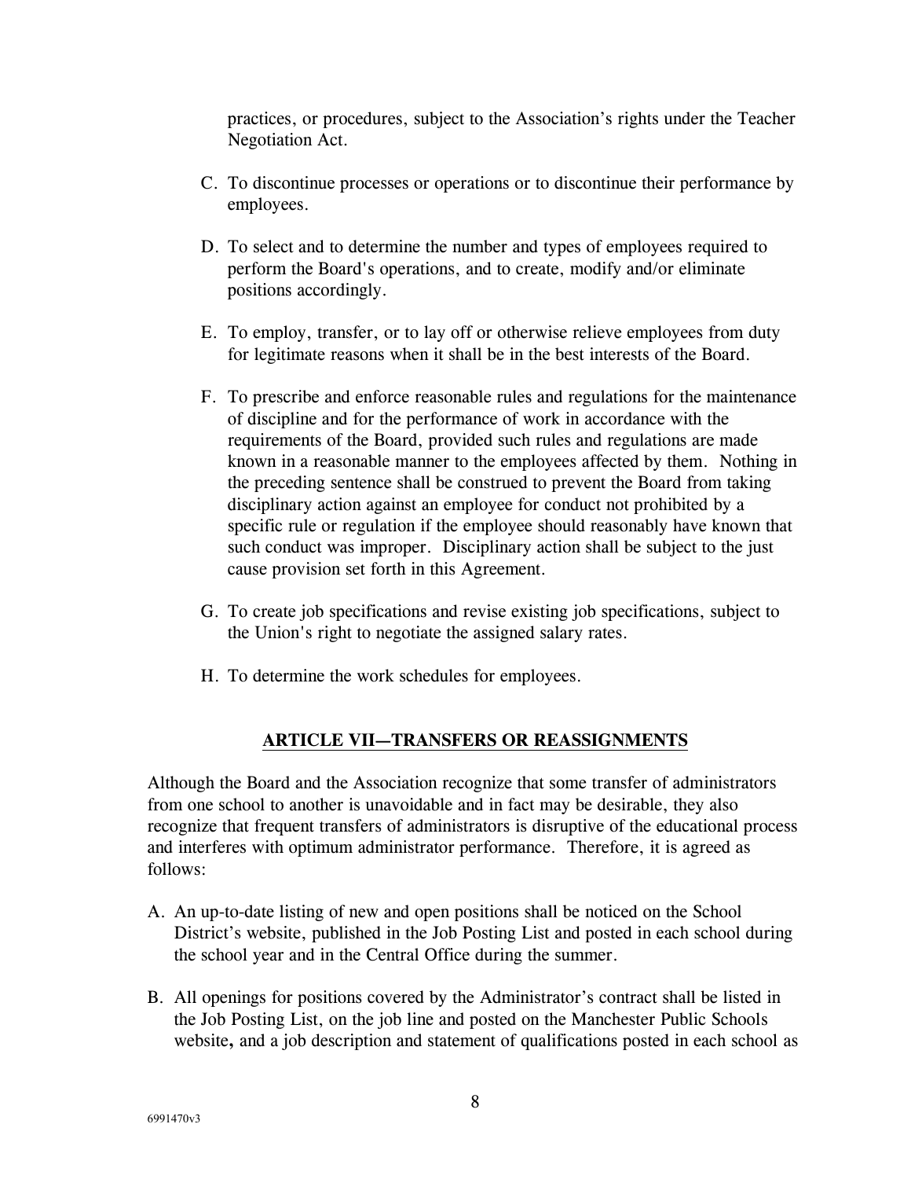practices, or procedures, subject to the Association's rights under the Teacher Negotiation Act.

C. To discontinue processes or operations or to discontinue their performance by employees.

D. To select and to determine the number and types of employees required to perform the Board's operations, and to create, modify and/or eliminate positions accordingly.

E. To employ, transfer, or to lay off or otherwise relieve employees from duty for legitimate reasons when it shall be in the best interests of the Board.

F. To prescribe and enforce reasonable rules and regulations for the maintenance of discipline and for the performance of work in accordance with the requirements of the Board, provided such rules and regulations are made known in a reasonable manner to the employees affected by them. Nothing in the preceding sentence shall be construed to prevent the Board from taking disciplinary action against an employee for conduct not prohibited by a specific rule or regulation if the employee should reasonably have known that such conduct was improper. Disciplinary action shall be subject to the just cause provision set forth in this Agreement.

G. To create job specifications and revise existing job specifications, subject to the Union's right to negotiate the assigned salary rates.

H. To determine the work schedules for employees.

## ARTICLE VII—TRANSFERS OR REASSIGNMENTS

Although the Board and the Association recognize that some transfer of administrators from one school to another is unavoidable and in fact may be desirable, they also recognize that frequent transfers of administrators is disruptive of the educational process and interferes with optimum administrator performance. Therefore, it is agreed as follows:

A. An up-to-date listing of new and open positions shall be noticed on the School District's website, published in the Job Posting List and posted in each school during the school year and in the Central Office during the summer.

B. All openings for positions covered by the Administrator's contract shall be listed in the Job Posting List, on the job line and posted on the Manchester Public Schools website**,** and a job description and statement of qualifications posted in each school as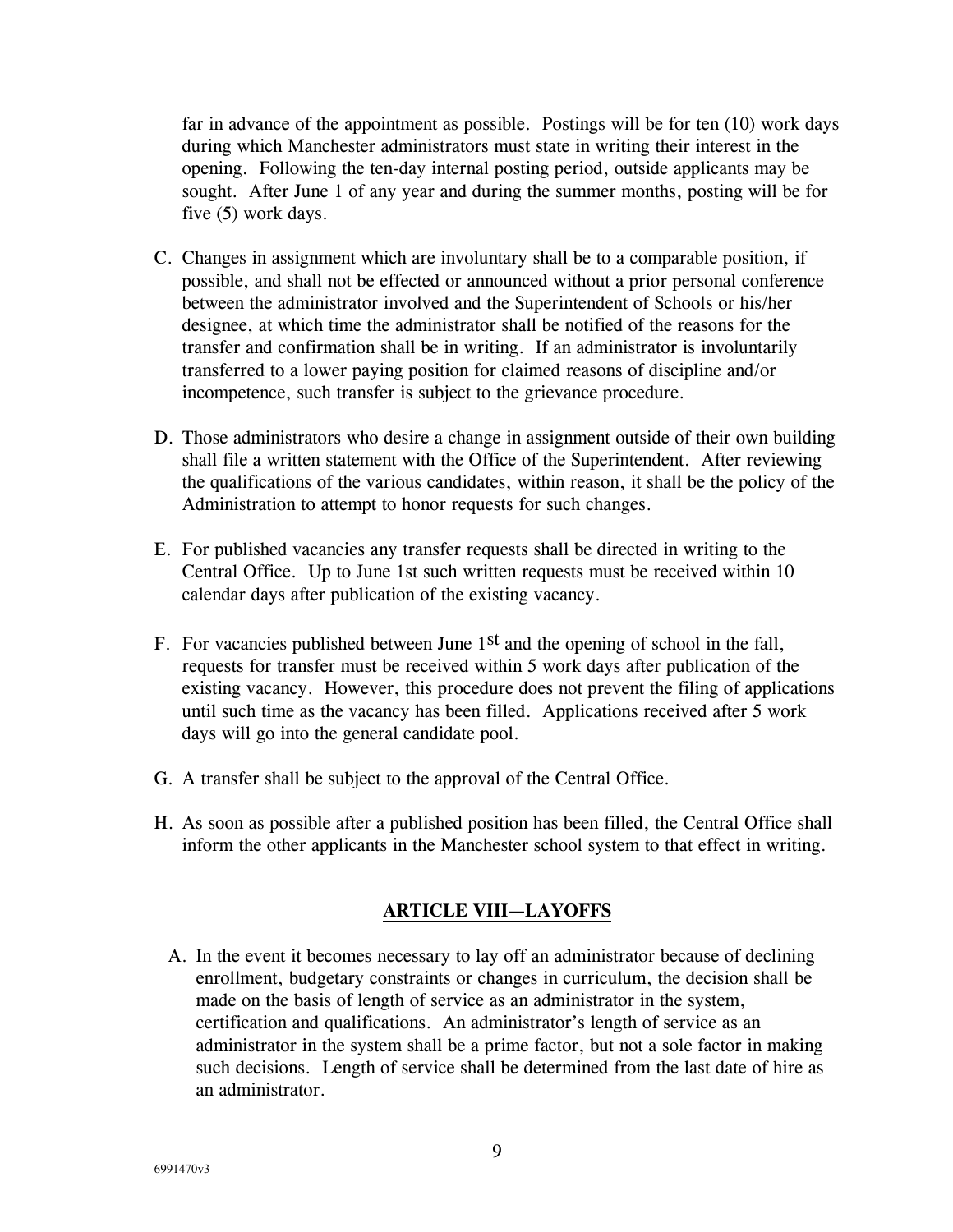far in advance of the appointment as possible. Postings will be for ten (10) work days during which Manchester administrators must state in writing their interest in the opening. Following the ten-day internal posting period, outside applicants may be sought. After June 1 of any year and during the summer months, posting will be for five (5) work days.

C. Changes in assignment which are involuntary shall be to a comparable position, if possible, and shall not be effected or announced without a prior personal conference between the administrator involved and the Superintendent of Schools or his/her designee, at which time the administrator shall be notified of the reasons for the transfer and confirmation shall be in writing. If an administrator is involuntarily transferred to a lower paying position for claimed reasons of discipline and/or incompetence, such transfer is subject to the grievance procedure.

D. Those administrators who desire a change in assignment outside of their own building shall file a written statement with the Office of the Superintendent. After reviewing the qualifications of the various candidates, within reason, it shall be the policy of the Administration to attempt to honor requests for such changes.

E. For published vacancies any transfer requests shall be directed in writing to the Central Office. Up to June 1st such written requests must be received within 10 calendar days after publication of the existing vacancy.

F. For vacancies published between June 1st and the opening of school in the fall, requests for transfer must be received within 5 work days after publication of the existing vacancy. However, this procedure does not prevent the filing of applications until such time as the vacancy has been filled. Applications received after 5 work days will go into the general candidate pool.

G. A transfer shall be subject to the approval of the Central Office.

H. As soon as possible after a published position has been filled, the Central Office shall inform the other applicants in the Manchester school system to that effect in writing.

## ARTICLE VIII—LAYOFFS

A. In the event it becomes necessary to lay off an administrator because of declining enrollment, budgetary constraints or changes in curriculum, the decision shall be made on the basis of length of service as an administrator in the system, certification and qualifications. An administrator's length of service as an administrator in the system shall be a prime factor, but not a sole factor in making such decisions. Length of service shall be determined from the last date of hire as an administrator.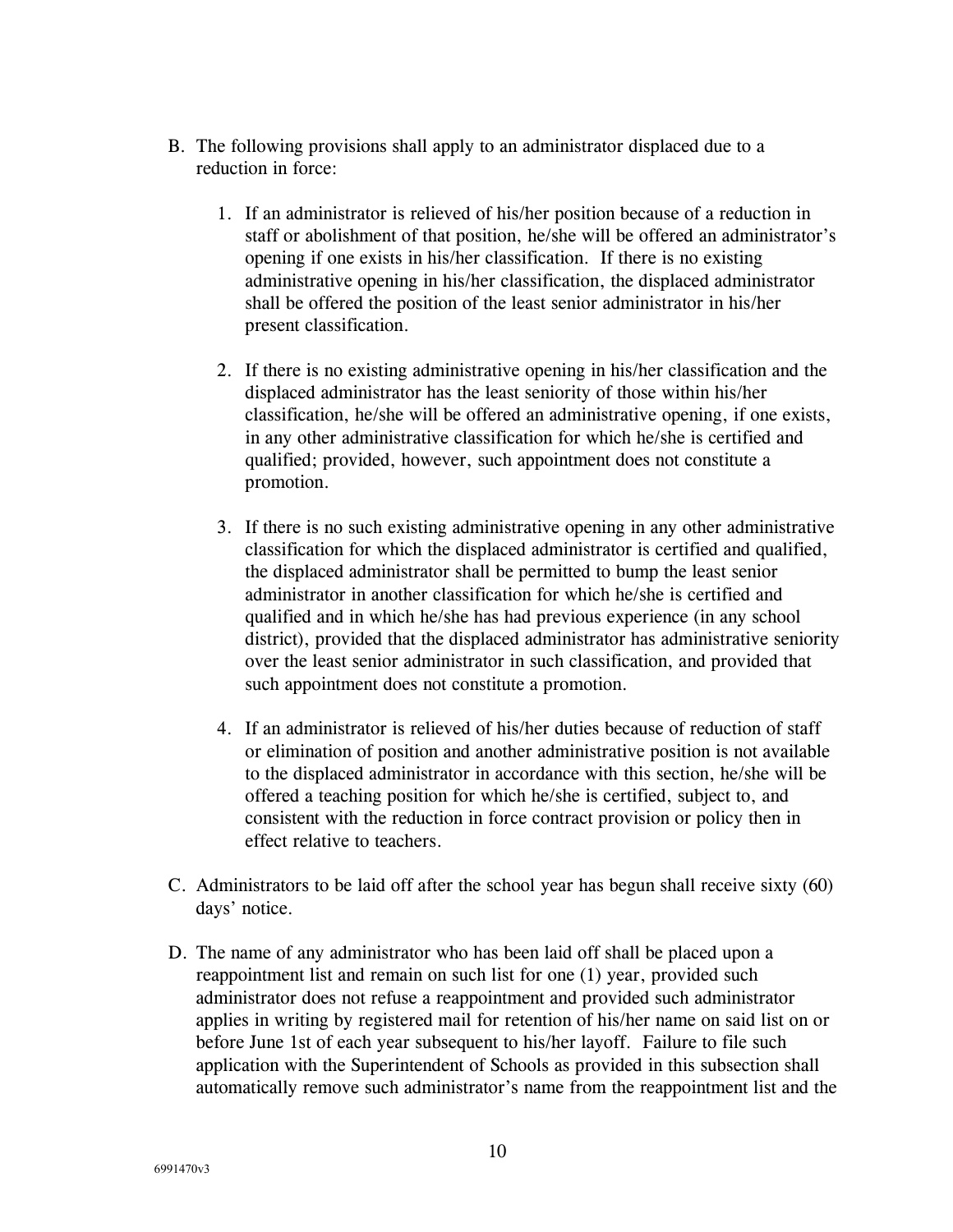B. The following provisions shall apply to an administrator displaced due to a reduction in force:

1. If an administrator is relieved of his/her position because of a reduction in staff or abolishment of that position, he/she will be offered an administrator's opening if one exists in his/her classification. If there is no existing administrative opening in his/her classification, the displaced administrator shall be offered the position of the least senior administrator in his/her present classification.

2. If there is no existing administrative opening in his/her classification and the displaced administrator has the least seniority of those within his/her classification, he/she will be offered an administrative opening, if one exists, in any other administrative classification for which he/she is certified and qualified; provided, however, such appointment does not constitute a promotion.

3. If there is no such existing administrative opening in any other administrative classification for which the displaced administrator is certified and qualified, the displaced administrator shall be permitted to bump the least senior administrator in another classification for which he/she is certified and qualified and in which he/she has had previous experience (in any school district), provided that the displaced administrator has administrative seniority over the least senior administrator in such classification, and provided that such appointment does not constitute a promotion.

4. If an administrator is relieved of his/her duties because of reduction of staff or elimination of position and another administrative position is not available to the displaced administrator in accordance with this section, he/she will be offered a teaching position for which he/she is certified, subject to, and consistent with the reduction in force contract provision or policy then in effect relative to teachers.

C. Administrators to be laid off after the school year has begun shall receive sixty (60) days' notice.

D. The name of any administrator who has been laid off shall be placed upon a reappointment list and remain on such list for one (1) year, provided such administrator does not refuse a reappointment and provided such administrator applies in writing by registered mail for retention of his/her name on said list on or before June 1st of each year subsequent to his/her layoff. Failure to file such application with the Superintendent of Schools as provided in this subsection shall automatically remove such administrator's name from the reappointment list and the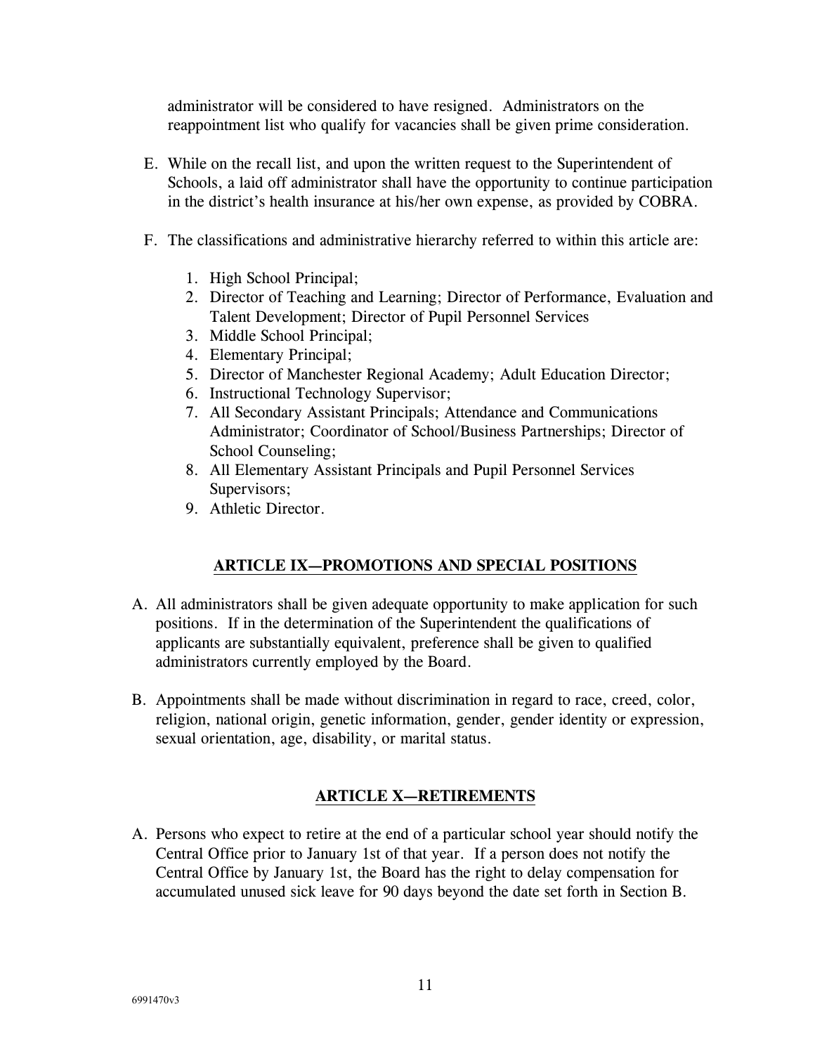administrator will be considered to have resigned. Administrators on the reappointment list who qualify for vacancies shall be given prime consideration.

E. While on the recall list, and upon the written request to the Superintendent of Schools, a laid off administrator shall have the opportunity to continue participation in the district's health insurance at his/her own expense, as provided by COBRA.

F. The classifications and administrative hierarchy referred to within this article are:

   1. High School Principal;
   2. Director of Teaching and Learning; Director of Performance, Evaluation and Talent Development; Director of Pupil Personnel Services
   3. Middle School Principal;
   4. Elementary Principal;
   5. Director of Manchester Regional Academy; Adult Education Director;
   6. Instructional Technology Supervisor;
   7. All Secondary Assistant Principals; Attendance and Communications Administrator; Coordinator of School/Business Partnerships; Director of School Counseling;
   8. All Elementary Assistant Principals and Pupil Personnel Services Supervisors;
   9. Athletic Director.

## ARTICLE IX—PROMOTIONS AND SPECIAL POSITIONS

A. All administrators shall be given adequate opportunity to make application for such positions. If in the determination of the Superintendent the qualifications of applicants are substantially equivalent, preference shall be given to qualified administrators currently employed by the Board.

B. Appointments shall be made without discrimination in regard to race, creed, color, religion, national origin, genetic information, gender, gender identity or expression, sexual orientation, age, disability, or marital status.

## ARTICLE X—RETIREMENTS

A. Persons who expect to retire at the end of a particular school year should notify the Central Office prior to January 1st of that year. If a person does not notify the Central Office by January 1st, the Board has the right to delay compensation for accumulated unused sick leave for 90 days beyond the date set forth in Section B.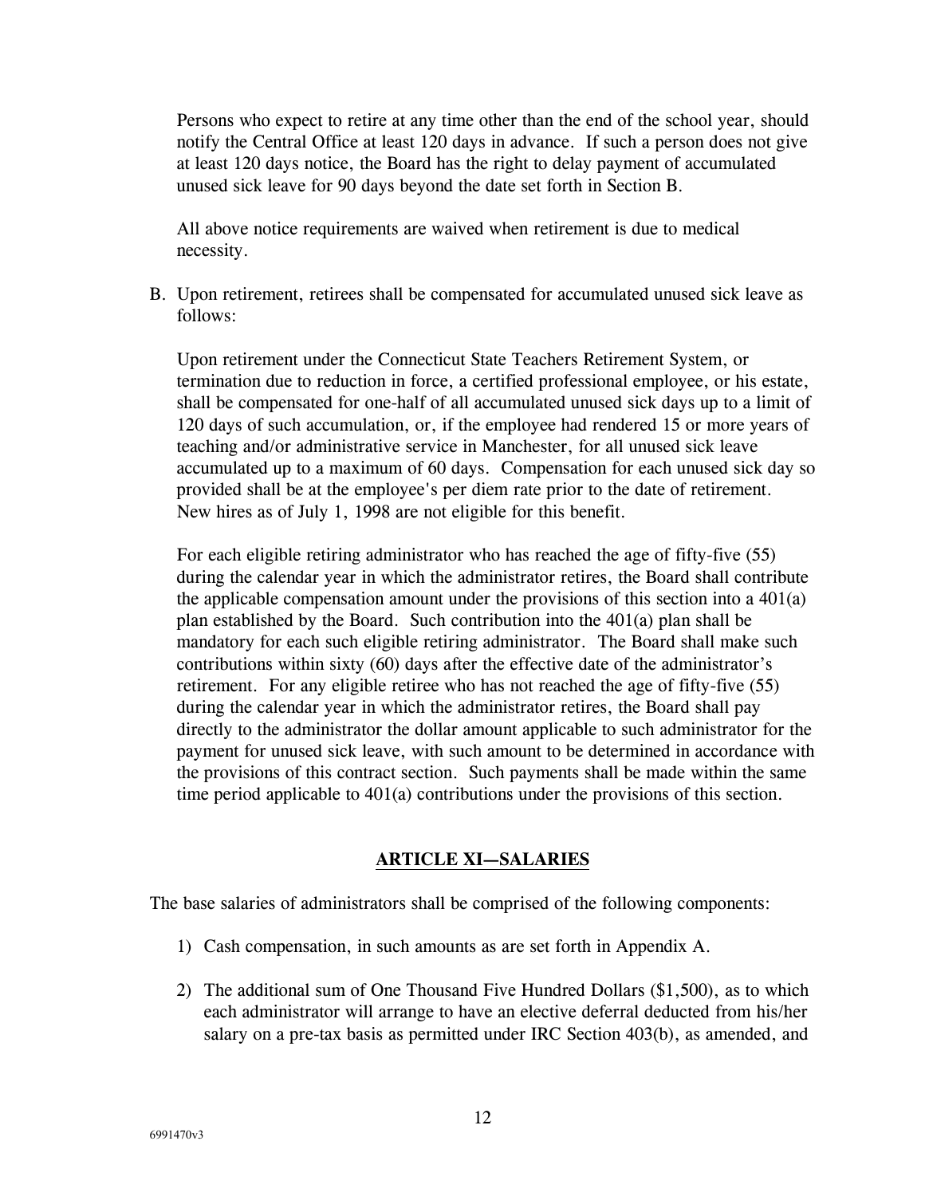Persons who expect to retire at any time other than the end of the school year, should notify the Central Office at least 120 days in advance. If such a person does not give at least 120 days notice, the Board has the right to delay payment of accumulated unused sick leave for 90 days beyond the date set forth in Section B.

All above notice requirements are waived when retirement is due to medical necessity.

B. Upon retirement, retirees shall be compensated for accumulated unused sick leave as follows:

Upon retirement under the Connecticut State Teachers Retirement System, or termination due to reduction in force, a certified professional employee, or his estate, shall be compensated for one-half of all accumulated unused sick days up to a limit of 120 days of such accumulation, or, if the employee had rendered 15 or more years of teaching and/or administrative service in Manchester, for all unused sick leave accumulated up to a maximum of 60 days. Compensation for each unused sick day so provided shall be at the employee's per diem rate prior to the date of retirement. New hires as of July 1, 1998 are not eligible for this benefit.

For each eligible retiring administrator who has reached the age of fifty-five (55) during the calendar year in which the administrator retires, the Board shall contribute the applicable compensation amount under the provisions of this section into a 401(a) plan established by the Board. Such contribution into the 401(a) plan shall be mandatory for each such eligible retiring administrator. The Board shall make such contributions within sixty (60) days after the effective date of the administrator's retirement. For any eligible retiree who has not reached the age of fifty-five (55) during the calendar year in which the administrator retires, the Board shall pay directly to the administrator the dollar amount applicable to such administrator for the payment for unused sick leave, with such amount to be determined in accordance with the provisions of this contract section. Such payments shall be made within the same time period applicable to 401(a) contributions under the provisions of this section.

## ARTICLE XI—SALARIES

The base salaries of administrators shall be comprised of the following components:

1) Cash compensation, in such amounts as are set forth in Appendix A.

2) The additional sum of One Thousand Five Hundred Dollars ($1,500), as to which each administrator will arrange to have an elective deferral deducted from his/her salary on a pre-tax basis as permitted under IRC Section 403(b), as amended, and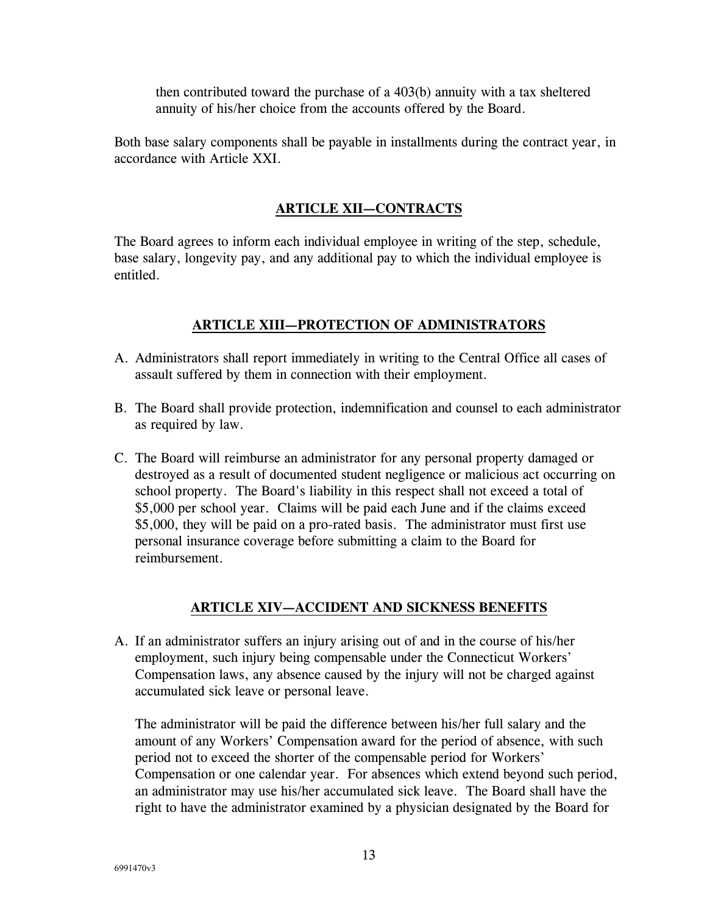then contributed toward the purchase of a 403(b) annuity with a tax sheltered annuity of his/her choice from the accounts offered by the Board.

Both base salary components shall be payable in installments during the contract year, in accordance with Article XXI.

## ARTICLE XII—CONTRACTS

The Board agrees to inform each individual employee in writing of the step, schedule, base salary, longevity pay, and any additional pay to which the individual employee is entitled.

## ARTICLE XIII—PROTECTION OF ADMINISTRATORS

A. Administrators shall report immediately in writing to the Central Office all cases of assault suffered by them in connection with their employment.

B. The Board shall provide protection, indemnification and counsel to each administrator as required by law.

C. The Board will reimburse an administrator for any personal property damaged or destroyed as a result of documented student negligence or malicious act occurring on school property. The Board's liability in this respect shall not exceed a total of $5,000 per school year. Claims will be paid each June and if the claims exceed $5,000, they will be paid on a pro-rated basis. The administrator must first use personal insurance coverage before submitting a claim to the Board for reimbursement.

## ARTICLE XIV—ACCIDENT AND SICKNESS BENEFITS

A. If an administrator suffers an injury arising out of and in the course of his/her employment, such injury being compensable under the Connecticut Workers' Compensation laws, any absence caused by the injury will not be charged against accumulated sick leave or personal leave.

   The administrator will be paid the difference between his/her full salary and the amount of any Workers' Compensation award for the period of absence, with such period not to exceed the shorter of the compensable period for Workers' Compensation or one calendar year. For absences which extend beyond such period, an administrator may use his/her accumulated sick leave. The Board shall have the right to have the administrator examined by a physician designated by the Board for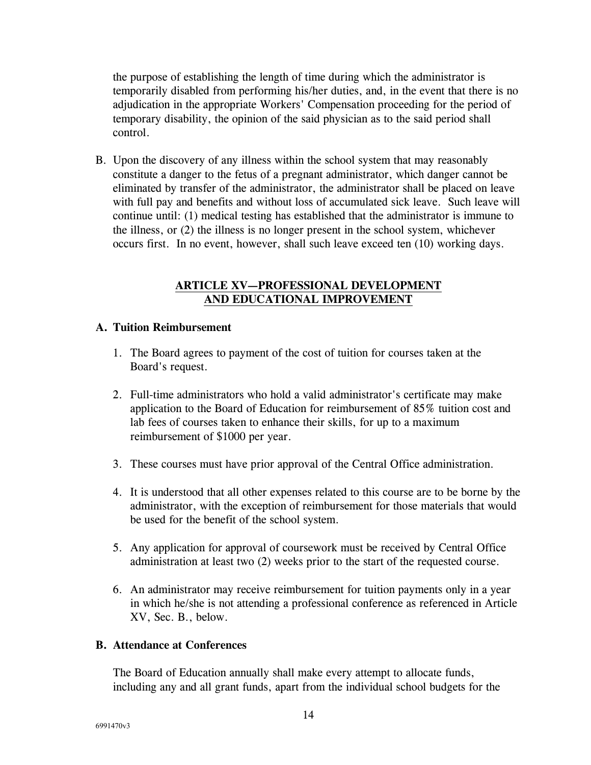the purpose of establishing the length of time during which the administrator is temporarily disabled from performing his/her duties, and, in the event that there is no adjudication in the appropriate Workers' Compensation proceeding for the period of temporary disability, the opinion of the said physician as to the said period shall control.

B. Upon the discovery of any illness within the school system that may reasonably constitute a danger to the fetus of a pregnant administrator, which danger cannot be eliminated by transfer of the administrator, the administrator shall be placed on leave with full pay and benefits and without loss of accumulated sick leave. Such leave will continue until: (1) medical testing has established that the administrator is immune to the illness, or (2) the illness is no longer present in the school system, whichever occurs first. In no event, however, shall such leave exceed ten (10) working days.

## ARTICLE XV—PROFESSIONAL DEVELOPMENT AND EDUCATIONAL IMPROVEMENT

### A. Tuition Reimbursement

1. The Board agrees to payment of the cost of tuition for courses taken at the Board's request.

2. Full-time administrators who hold a valid administrator's certificate may make application to the Board of Education for reimbursement of 85% tuition cost and lab fees of courses taken to enhance their skills, for up to a maximum reimbursement of $1000 per year.

3. These courses must have prior approval of the Central Office administration.

4. It is understood that all other expenses related to this course are to be borne by the administrator, with the exception of reimbursement for those materials that would be used for the benefit of the school system.

5. Any application for approval of coursework must be received by Central Office administration at least two (2) weeks prior to the start of the requested course.

6. An administrator may receive reimbursement for tuition payments only in a year in which he/she is not attending a professional conference as referenced in Article XV, Sec. B., below.

### B. Attendance at Conferences

The Board of Education annually shall make every attempt to allocate funds, including any and all grant funds, apart from the individual school budgets for the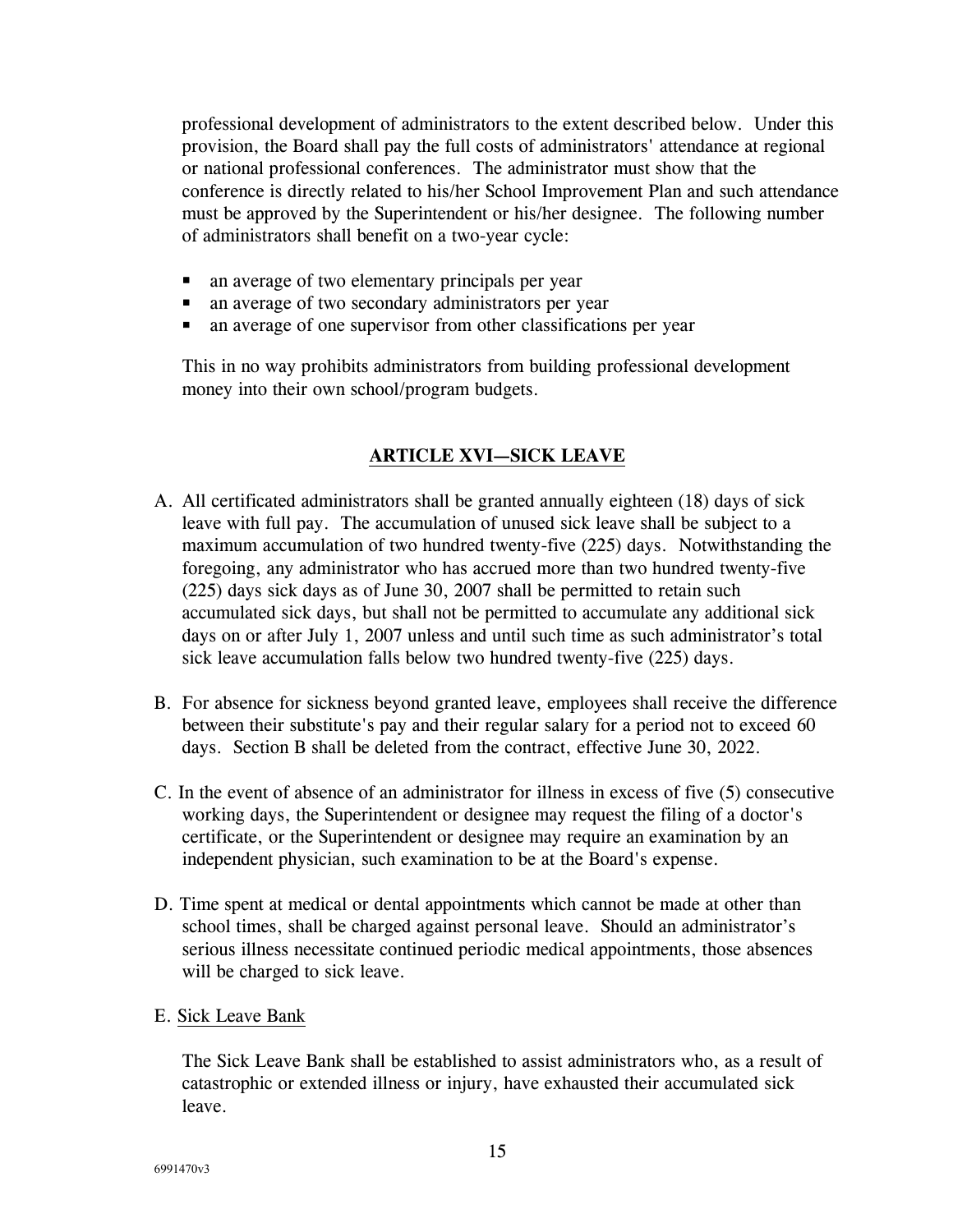professional development of administrators to the extent described below. Under this provision, the Board shall pay the full costs of administrators' attendance at regional or national professional conferences. The administrator must show that the conference is directly related to his/her School Improvement Plan and such attendance must be approved by the Superintendent or his/her designee. The following number of administrators shall benefit on a two-year cycle:

- an average of two elementary principals per year
- an average of two secondary administrators per year
- an average of one supervisor from other classifications per year

This in no way prohibits administrators from building professional development money into their own school/program budgets.

## ARTICLE XVI—SICK LEAVE

A. All certificated administrators shall be granted annually eighteen (18) days of sick leave with full pay. The accumulation of unused sick leave shall be subject to a maximum accumulation of two hundred twenty-five (225) days. Notwithstanding the foregoing, any administrator who has accrued more than two hundred twenty-five (225) days sick days as of June 30, 2007 shall be permitted to retain such accumulated sick days, but shall not be permitted to accumulate any additional sick days on or after July 1, 2007 unless and until such time as such administrator's total sick leave accumulation falls below two hundred twenty-five (225) days.

B. For absence for sickness beyond granted leave, employees shall receive the difference between their substitute's pay and their regular salary for a period not to exceed 60 days. Section B shall be deleted from the contract, effective June 30, 2022.

C. In the event of absence of an administrator for illness in excess of five (5) consecutive working days, the Superintendent or designee may request the filing of a doctor's certificate, or the Superintendent or designee may require an examination by an independent physician, such examination to be at the Board's expense.

D. Time spent at medical or dental appointments which cannot be made at other than school times, shall be charged against personal leave. Should an administrator's serious illness necessitate continued periodic medical appointments, those absences will be charged to sick leave.

E. Sick Leave Bank

The Sick Leave Bank shall be established to assist administrators who, as a result of catastrophic or extended illness or injury, have exhausted their accumulated sick leave.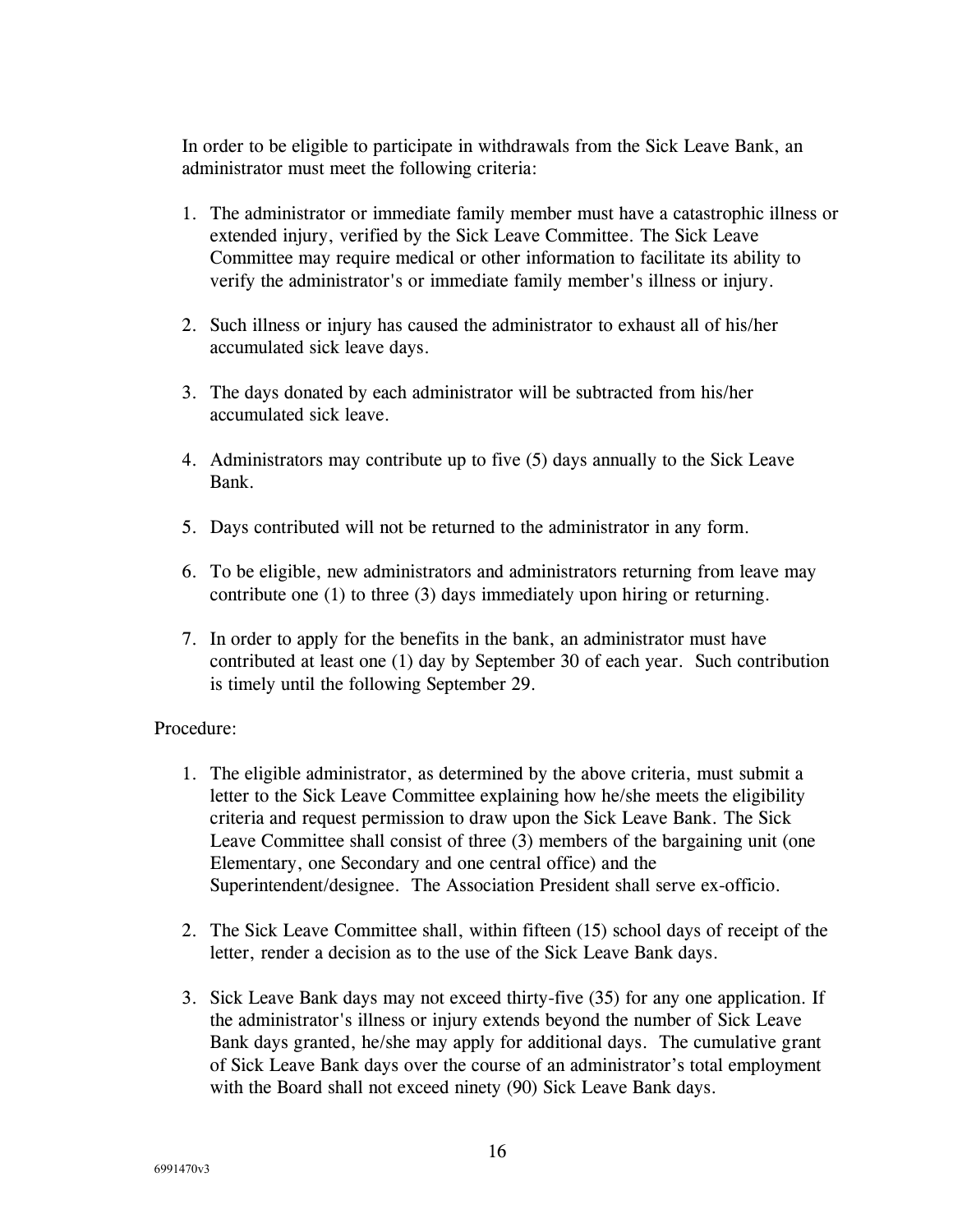In order to be eligible to participate in withdrawals from the Sick Leave Bank, an administrator must meet the following criteria:

1. The administrator or immediate family member must have a catastrophic illness or extended injury, verified by the Sick Leave Committee. The Sick Leave Committee may require medical or other information to facilitate its ability to verify the administrator's or immediate family member's illness or injury.

2. Such illness or injury has caused the administrator to exhaust all of his/her accumulated sick leave days.

3. The days donated by each administrator will be subtracted from his/her accumulated sick leave.

4. Administrators may contribute up to five (5) days annually to the Sick Leave Bank.

5. Days contributed will not be returned to the administrator in any form.

6. To be eligible, new administrators and administrators returning from leave may contribute one (1) to three (3) days immediately upon hiring or returning.

7. In order to apply for the benefits in the bank, an administrator must have contributed at least one (1) day by September 30 of each year. Such contribution is timely until the following September 29.

Procedure:

1. The eligible administrator, as determined by the above criteria, must submit a letter to the Sick Leave Committee explaining how he/she meets the eligibility criteria and request permission to draw upon the Sick Leave Bank. The Sick Leave Committee shall consist of three (3) members of the bargaining unit (one Elementary, one Secondary and one central office) and the Superintendent/designee. The Association President shall serve ex-officio.

2. The Sick Leave Committee shall, within fifteen (15) school days of receipt of the letter, render a decision as to the use of the Sick Leave Bank days.

3. Sick Leave Bank days may not exceed thirty-five (35) for any one application. If the administrator's illness or injury extends beyond the number of Sick Leave Bank days granted, he/she may apply for additional days. The cumulative grant of Sick Leave Bank days over the course of an administrator's total employment with the Board shall not exceed ninety (90) Sick Leave Bank days.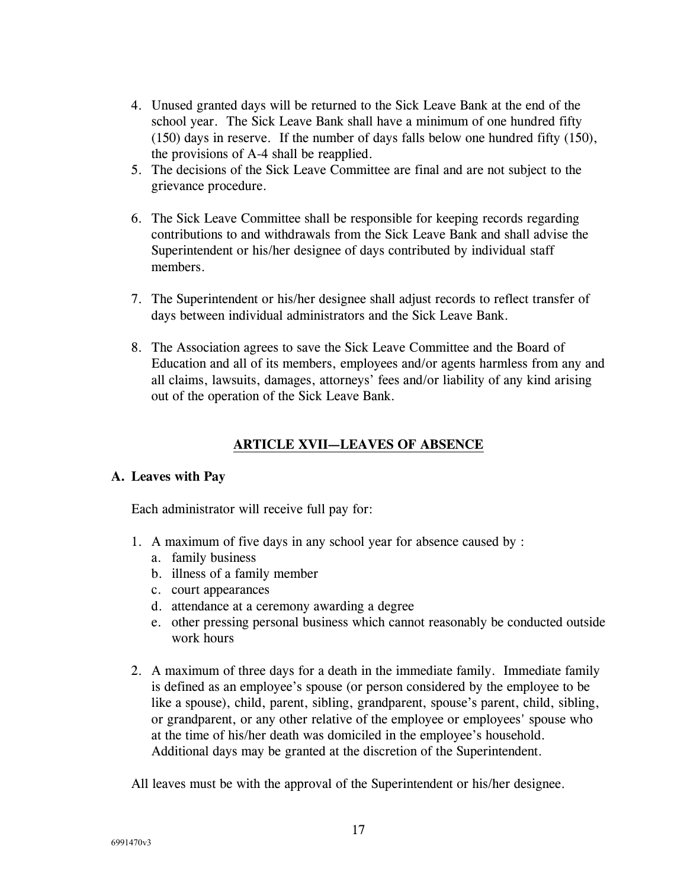4. Unused granted days will be returned to the Sick Leave Bank at the end of the school year. The Sick Leave Bank shall have a minimum of one hundred fifty (150) days in reserve. If the number of days falls below one hundred fifty (150), the provisions of A-4 shall be reapplied.
5. The decisions of the Sick Leave Committee are final and are not subject to the grievance procedure.
6. The Sick Leave Committee shall be responsible for keeping records regarding contributions to and withdrawals from the Sick Leave Bank and shall advise the Superintendent or his/her designee of days contributed by individual staff members.
7. The Superintendent or his/her designee shall adjust records to reflect transfer of days between individual administrators and the Sick Leave Bank.
8. The Association agrees to save the Sick Leave Committee and the Board of Education and all of its members, employees and/or agents harmless from any and all claims, lawsuits, damages, attorneys' fees and/or liability of any kind arising out of the operation of the Sick Leave Bank.

## ARTICLE XVII—LEAVES OF ABSENCE

### A. Leaves with Pay

Each administrator will receive full pay for:

1. A maximum of five days in any school year for absence caused by :
   a. family business
   b. illness of a family member
   c. court appearances
   d. attendance at a ceremony awarding a degree
   e. other pressing personal business which cannot reasonably be conducted outside work hours
2. A maximum of three days for a death in the immediate family. Immediate family is defined as an employee's spouse (or person considered by the employee to be like a spouse), child, parent, sibling, grandparent, spouse's parent, child, sibling, or grandparent, or any other relative of the employee or employees' spouse who at the time of his/her death was domiciled in the employee's household. Additional days may be granted at the discretion of the Superintendent.

All leaves must be with the approval of the Superintendent or his/her designee.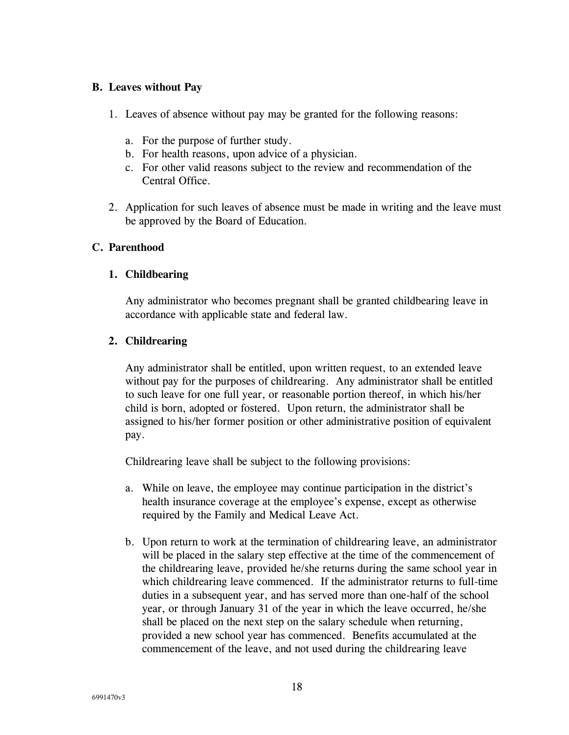## B. Leaves without Pay

1. Leaves of absence without pay may be granted for the following reasons:

   a. For the purpose of further study.
   b. For health reasons, upon advice of a physician.
   c. For other valid reasons subject to the review and recommendation of the Central Office.

2. Application for such leaves of absence must be made in writing and the leave must be approved by the Board of Education.

## C. Parenthood

### 1. Childbearing

Any administrator who becomes pregnant shall be granted childbearing leave in accordance with applicable state and federal law.

### 2. Childrearing

Any administrator shall be entitled, upon written request, to an extended leave without pay for the purposes of childrearing. Any administrator shall be entitled to such leave for one full year, or reasonable portion thereof, in which his/her child is born, adopted or fostered. Upon return, the administrator shall be assigned to his/her former position or other administrative position of equivalent pay.

Childrearing leave shall be subject to the following provisions:

a. While on leave, the employee may continue participation in the district's health insurance coverage at the employee's expense, except as otherwise required by the Family and Medical Leave Act.

b. Upon return to work at the termination of childrearing leave, an administrator will be placed in the salary step effective at the time of the commencement of the childrearing leave, provided he/she returns during the same school year in which childrearing leave commenced. If the administrator returns to full-time duties in a subsequent year, and has served more than one-half of the school year, or through January 31 of the year in which the leave occurred, he/she shall be placed on the next step on the salary schedule when returning, provided a new school year has commenced. Benefits accumulated at the commencement of the leave, and not used during the childrearing leave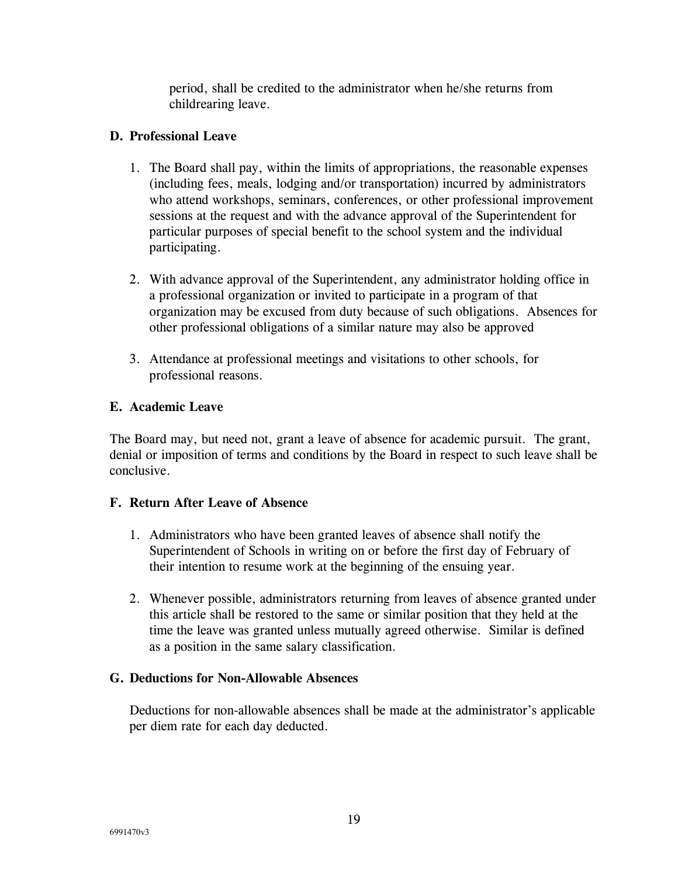period, shall be credited to the administrator when he/she returns from childrearing leave.

**D. Professional Leave**

1. The Board shall pay, within the limits of appropriations, the reasonable expenses (including fees, meals, lodging and/or transportation) incurred by administrators who attend workshops, seminars, conferences, or other professional improvement sessions at the request and with the advance approval of the Superintendent for particular purposes of special benefit to the school system and the individual participating.

2. With advance approval of the Superintendent, any administrator holding office in a professional organization or invited to participate in a program of that organization may be excused from duty because of such obligations. Absences for other professional obligations of a similar nature may also be approved

3. Attendance at professional meetings and visitations to other schools, for professional reasons.

**E. Academic Leave**

The Board may, but need not, grant a leave of absence for academic pursuit. The grant, denial or imposition of terms and conditions by the Board in respect to such leave shall be conclusive.

**F. Return After Leave of Absence**

1. Administrators who have been granted leaves of absence shall notify the Superintendent of Schools in writing on or before the first day of February of their intention to resume work at the beginning of the ensuing year.

2. Whenever possible, administrators returning from leaves of absence granted under this article shall be restored to the same or similar position that they held at the time the leave was granted unless mutually agreed otherwise. Similar is defined as a position in the same salary classification.

**G. Deductions for Non-Allowable Absences**

Deductions for non-allowable absences shall be made at the administrator's applicable per diem rate for each day deducted.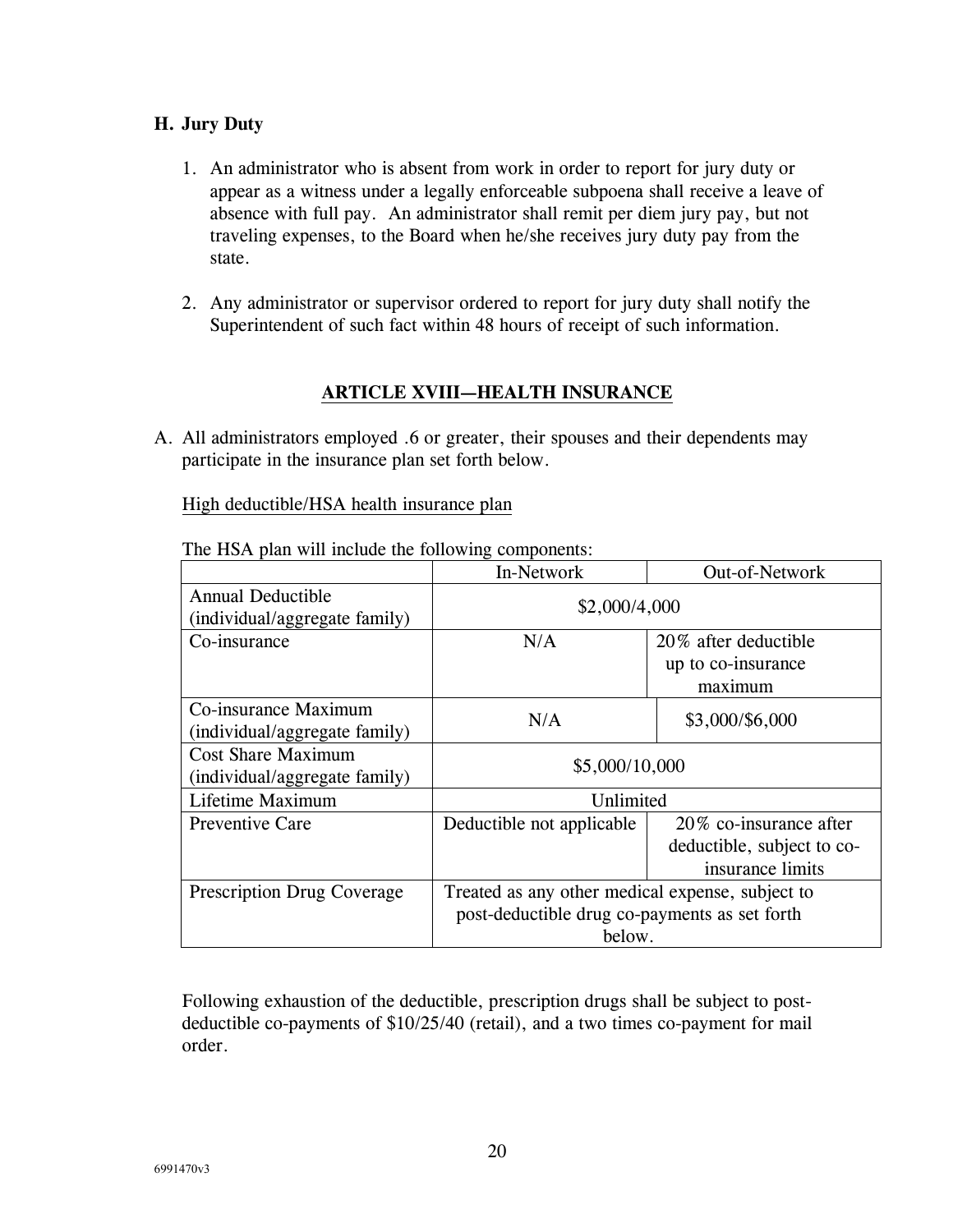### H. Jury Duty

1. An administrator who is absent from work in order to report for jury duty or appear as a witness under a legally enforceable subpoena shall receive a leave of absence with full pay. An administrator shall remit per diem jury pay, but not traveling expenses, to the Board when he/she receives jury duty pay from the state.

2. Any administrator or supervisor ordered to report for jury duty shall notify the Superintendent of such fact within 48 hours of receipt of such information.

## ARTICLE XVIII—HEALTH INSURANCE

A. All administrators employed .6 or greater, their spouses and their dependents may participate in the insurance plan set forth below.

High deductible/HSA health insurance plan

The HSA plan will include the following components:

| | In-Network | Out-of-Network |
|---|---|---|
| Annual Deductible (individual/aggregate family) | $2,000/4,000 | |
| Co-insurance | N/A | 20% after deductible up to co-insurance maximum |
| Co-insurance Maximum (individual/aggregate family) | N/A | $3,000/$6,000 |
| Cost Share Maximum (individual/aggregate family) | $5,000/10,000 | |
| Lifetime Maximum | Unlimited | |
| Preventive Care | Deductible not applicable | 20% co-insurance after deductible, subject to co-insurance limits |
| Prescription Drug Coverage | Treated as any other medical expense, subject to post-deductible drug co-payments as set forth below. | |

Following exhaustion of the deductible, prescription drugs shall be subject to post-deductible co-payments of $10/25/40 (retail), and a two times co-payment for mail order.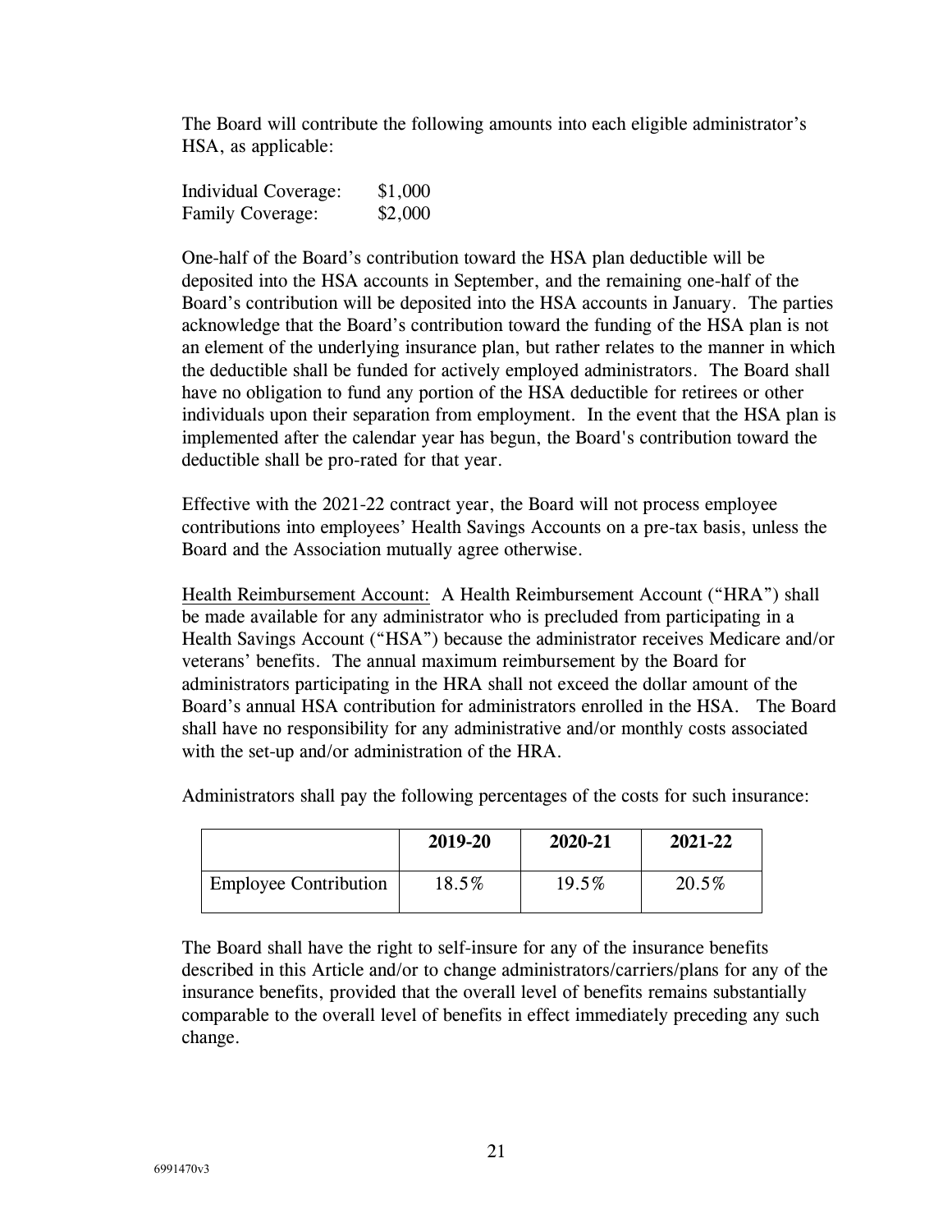The Board will contribute the following amounts into each eligible administrator's HSA, as applicable:

Individual Coverage: $1,000
Family Coverage: $2,000

One-half of the Board's contribution toward the HSA plan deductible will be deposited into the HSA accounts in September, and the remaining one-half of the Board's contribution will be deposited into the HSA accounts in January. The parties acknowledge that the Board's contribution toward the funding of the HSA plan is not an element of the underlying insurance plan, but rather relates to the manner in which the deductible shall be funded for actively employed administrators. The Board shall have no obligation to fund any portion of the HSA deductible for retirees or other individuals upon their separation from employment. In the event that the HSA plan is implemented after the calendar year has begun, the Board's contribution toward the deductible shall be pro-rated for that year.

Effective with the 2021-22 contract year, the Board will not process employee contributions into employees' Health Savings Accounts on a pre-tax basis, unless the Board and the Association mutually agree otherwise.

Health Reimbursement Account: A Health Reimbursement Account ("HRA") shall be made available for any administrator who is precluded from participating in a Health Savings Account ("HSA") because the administrator receives Medicare and/or veterans' benefits. The annual maximum reimbursement by the Board for administrators participating in the HRA shall not exceed the dollar amount of the Board's annual HSA contribution for administrators enrolled in the HSA. The Board shall have no responsibility for any administrative and/or monthly costs associated with the set-up and/or administration of the HRA.

Administrators shall pay the following percentages of the costs for such insurance:

| | 2019-20 | 2020-21 | 2021-22 |
|---|---|---|---|
| Employee Contribution | 18.5% | 19.5% | 20.5% |

The Board shall have the right to self-insure for any of the insurance benefits described in this Article and/or to change administrators/carriers/plans for any of the insurance benefits, provided that the overall level of benefits remains substantially comparable to the overall level of benefits in effect immediately preceding any such change.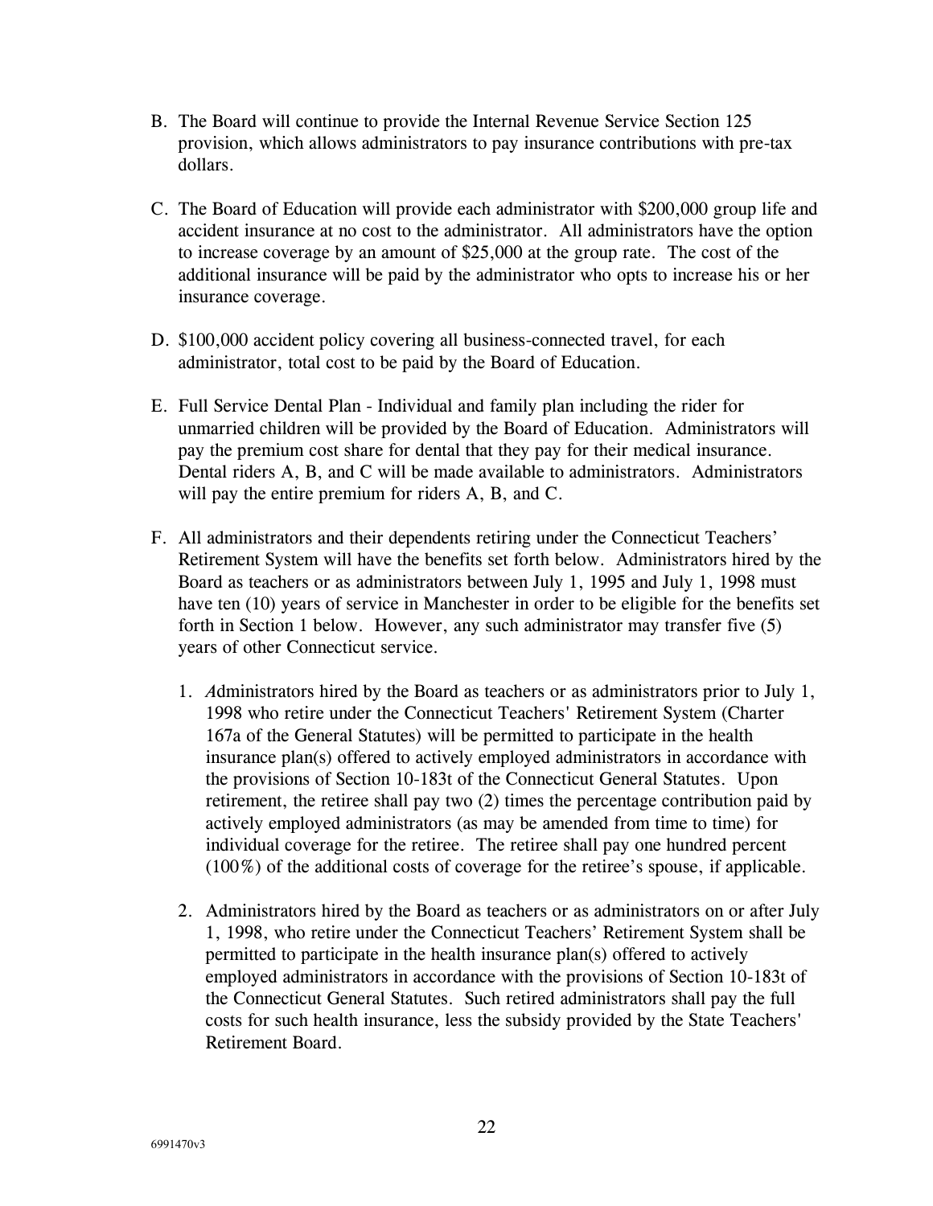B. The Board will continue to provide the Internal Revenue Service Section 125 provision, which allows administrators to pay insurance contributions with pre-tax dollars.

C. The Board of Education will provide each administrator with $200,000 group life and accident insurance at no cost to the administrator. All administrators have the option to increase coverage by an amount of $25,000 at the group rate. The cost of the additional insurance will be paid by the administrator who opts to increase his or her insurance coverage.

D. $100,000 accident policy covering all business-connected travel, for each administrator, total cost to be paid by the Board of Education.

E. Full Service Dental Plan - Individual and family plan including the rider for unmarried children will be provided by the Board of Education. Administrators will pay the premium cost share for dental that they pay for their medical insurance. Dental riders A, B, and C will be made available to administrators. Administrators will pay the entire premium for riders A, B, and C.

F. All administrators and their dependents retiring under the Connecticut Teachers' Retirement System will have the benefits set forth below. Administrators hired by the Board as teachers or as administrators between July 1, 1995 and July 1, 1998 must have ten (10) years of service in Manchester in order to be eligible for the benefits set forth in Section 1 below. However, any such administrator may transfer five (5) years of other Connecticut service.

   1. Administrators hired by the Board as teachers or as administrators prior to July 1, 1998 who retire under the Connecticut Teachers' Retirement System (Charter 167a of the General Statutes) will be permitted to participate in the health insurance plan(s) offered to actively employed administrators in accordance with the provisions of Section 10-183t of the Connecticut General Statutes. Upon retirement, the retiree shall pay two (2) times the percentage contribution paid by actively employed administrators (as may be amended from time to time) for individual coverage for the retiree. The retiree shall pay one hundred percent (100%) of the additional costs of coverage for the retiree's spouse, if applicable.

   2. Administrators hired by the Board as teachers or as administrators on or after July 1, 1998, who retire under the Connecticut Teachers' Retirement System shall be permitted to participate in the health insurance plan(s) offered to actively employed administrators in accordance with the provisions of Section 10-183t of the Connecticut General Statutes. Such retired administrators shall pay the full costs for such health insurance, less the subsidy provided by the State Teachers' Retirement Board.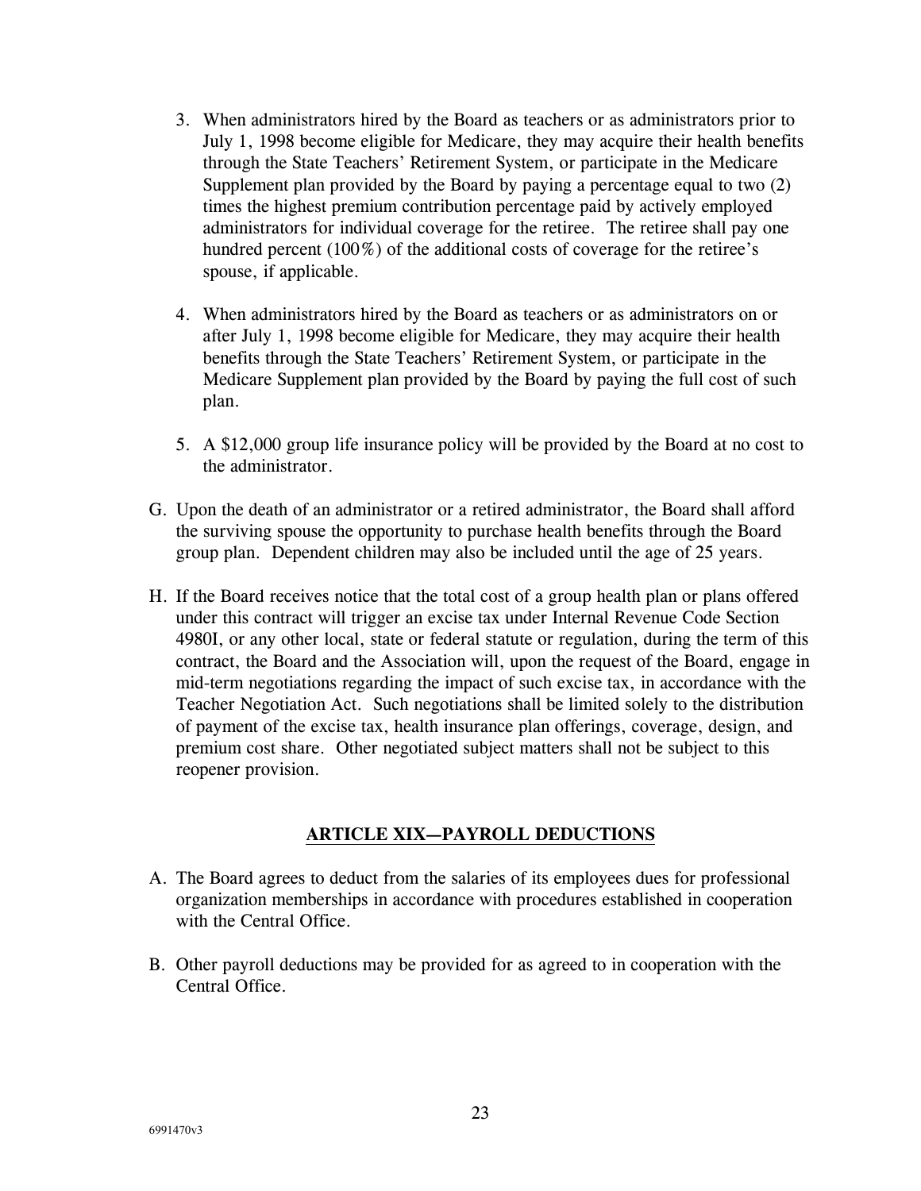3. When administrators hired by the Board as teachers or as administrators prior to July 1, 1998 become eligible for Medicare, they may acquire their health benefits through the State Teachers' Retirement System, or participate in the Medicare Supplement plan provided by the Board by paying a percentage equal to two (2) times the highest premium contribution percentage paid by actively employed administrators for individual coverage for the retiree. The retiree shall pay one hundred percent (100%) of the additional costs of coverage for the retiree's spouse, if applicable.

4. When administrators hired by the Board as teachers or as administrators on or after July 1, 1998 become eligible for Medicare, they may acquire their health benefits through the State Teachers' Retirement System, or participate in the Medicare Supplement plan provided by the Board by paying the full cost of such plan.

5. A $12,000 group life insurance policy will be provided by the Board at no cost to the administrator.

G. Upon the death of an administrator or a retired administrator, the Board shall afford the surviving spouse the opportunity to purchase health benefits through the Board group plan. Dependent children may also be included until the age of 25 years.

H. If the Board receives notice that the total cost of a group health plan or plans offered under this contract will trigger an excise tax under Internal Revenue Code Section 4980I, or any other local, state or federal statute or regulation, during the term of this contract, the Board and the Association will, upon the request of the Board, engage in mid-term negotiations regarding the impact of such excise tax, in accordance with the Teacher Negotiation Act. Such negotiations shall be limited solely to the distribution of payment of the excise tax, health insurance plan offerings, coverage, design, and premium cost share. Other negotiated subject matters shall not be subject to this reopener provision.

## ARTICLE XIX—PAYROLL DEDUCTIONS

A. The Board agrees to deduct from the salaries of its employees dues for professional organization memberships in accordance with procedures established in cooperation with the Central Office.

B. Other payroll deductions may be provided for as agreed to in cooperation with the Central Office.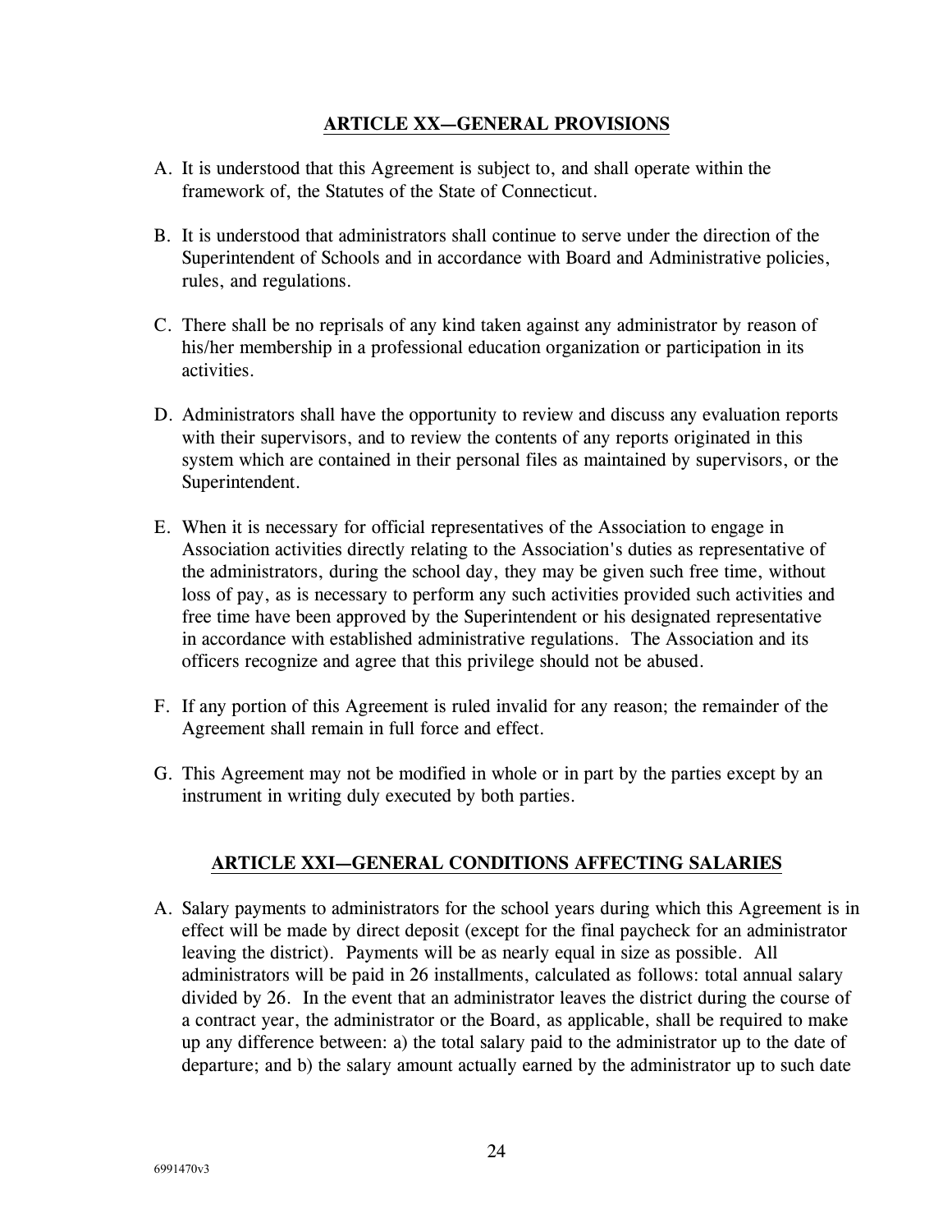## ARTICLE XX—GENERAL PROVISIONS

A. It is understood that this Agreement is subject to, and shall operate within the framework of, the Statutes of the State of Connecticut.

B. It is understood that administrators shall continue to serve under the direction of the Superintendent of Schools and in accordance with Board and Administrative policies, rules, and regulations.

C. There shall be no reprisals of any kind taken against any administrator by reason of his/her membership in a professional education organization or participation in its activities.

D. Administrators shall have the opportunity to review and discuss any evaluation reports with their supervisors, and to review the contents of any reports originated in this system which are contained in their personal files as maintained by supervisors, or the Superintendent.

E. When it is necessary for official representatives of the Association to engage in Association activities directly relating to the Association's duties as representative of the administrators, during the school day, they may be given such free time, without loss of pay, as is necessary to perform any such activities provided such activities and free time have been approved by the Superintendent or his designated representative in accordance with established administrative regulations. The Association and its officers recognize and agree that this privilege should not be abused.

F. If any portion of this Agreement is ruled invalid for any reason; the remainder of the Agreement shall remain in full force and effect.

G. This Agreement may not be modified in whole or in part by the parties except by an instrument in writing duly executed by both parties.

## ARTICLE XXI—GENERAL CONDITIONS AFFECTING SALARIES

A. Salary payments to administrators for the school years during which this Agreement is in effect will be made by direct deposit (except for the final paycheck for an administrator leaving the district). Payments will be as nearly equal in size as possible. All administrators will be paid in 26 installments, calculated as follows: total annual salary divided by 26. In the event that an administrator leaves the district during the course of a contract year, the administrator or the Board, as applicable, shall be required to make up any difference between: a) the total salary paid to the administrator up to the date of departure; and b) the salary amount actually earned by the administrator up to such date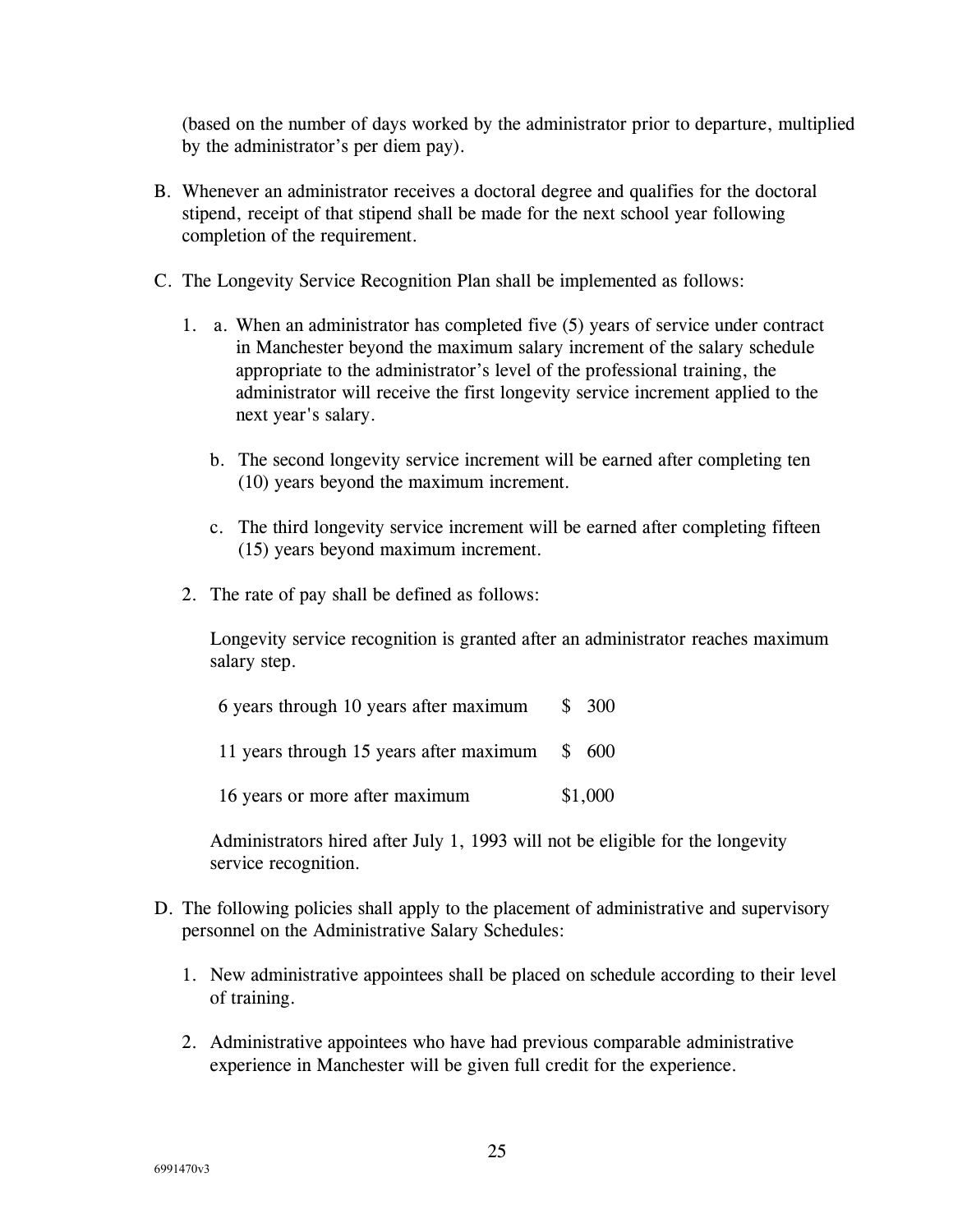(based on the number of days worked by the administrator prior to departure, multiplied by the administrator's per diem pay).

B. Whenever an administrator receives a doctoral degree and qualifies for the doctoral stipend, receipt of that stipend shall be made for the next school year following completion of the requirement.

C. The Longevity Service Recognition Plan shall be implemented as follows:

   1. a. When an administrator has completed five (5) years of service under contract in Manchester beyond the maximum salary increment of the salary schedule appropriate to the administrator's level of the professional training, the administrator will receive the first longevity service increment applied to the next year's salary.

      b. The second longevity service increment will be earned after completing ten (10) years beyond the maximum increment.

      c. The third longevity service increment will be earned after completing fifteen (15) years beyond maximum increment.

   2. The rate of pay shall be defined as follows:

      Longevity service recognition is granted after an administrator reaches maximum salary step.

| | |
|---|---|
| 6 years through 10 years after maximum | $ 300 |
| 11 years through 15 years after maximum | $ 600 |
| 16 years or more after maximum | $1,000 |

      Administrators hired after July 1, 1993 will not be eligible for the longevity service recognition.

D. The following policies shall apply to the placement of administrative and supervisory personnel on the Administrative Salary Schedules:

   1. New administrative appointees shall be placed on schedule according to their level of training.

   2. Administrative appointees who have had previous comparable administrative experience in Manchester will be given full credit for the experience.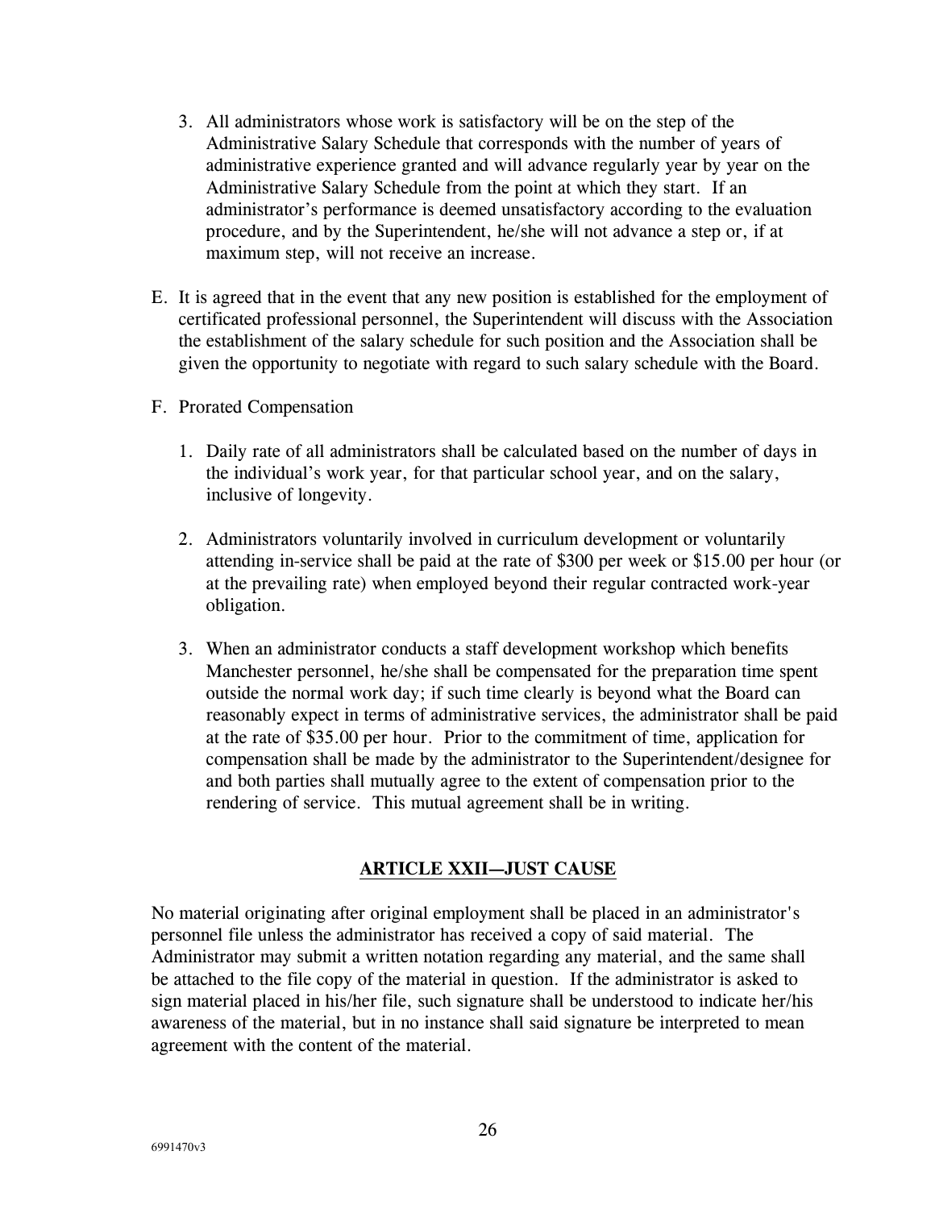3. All administrators whose work is satisfactory will be on the step of the Administrative Salary Schedule that corresponds with the number of years of administrative experience granted and will advance regularly year by year on the Administrative Salary Schedule from the point at which they start. If an administrator's performance is deemed unsatisfactory according to the evaluation procedure, and by the Superintendent, he/she will not advance a step or, if at maximum step, will not receive an increase.

E. It is agreed that in the event that any new position is established for the employment of certificated professional personnel, the Superintendent will discuss with the Association the establishment of the salary schedule for such position and the Association shall be given the opportunity to negotiate with regard to such salary schedule with the Board.

F. Prorated Compensation

1. Daily rate of all administrators shall be calculated based on the number of days in the individual's work year, for that particular school year, and on the salary, inclusive of longevity.

2. Administrators voluntarily involved in curriculum development or voluntarily attending in-service shall be paid at the rate of $300 per week or $15.00 per hour (or at the prevailing rate) when employed beyond their regular contracted work-year obligation.

3. When an administrator conducts a staff development workshop which benefits Manchester personnel, he/she shall be compensated for the preparation time spent outside the normal work day; if such time clearly is beyond what the Board can reasonably expect in terms of administrative services, the administrator shall be paid at the rate of $35.00 per hour. Prior to the commitment of time, application for compensation shall be made by the administrator to the Superintendent/designee for and both parties shall mutually agree to the extent of compensation prior to the rendering of service. This mutual agreement shall be in writing.

## ARTICLE XXII—JUST CAUSE

No material originating after original employment shall be placed in an administrator's personnel file unless the administrator has received a copy of said material. The Administrator may submit a written notation regarding any material, and the same shall be attached to the file copy of the material in question. If the administrator is asked to sign material placed in his/her file, such signature shall be understood to indicate her/his awareness of the material, but in no instance shall said signature be interpreted to mean agreement with the content of the material.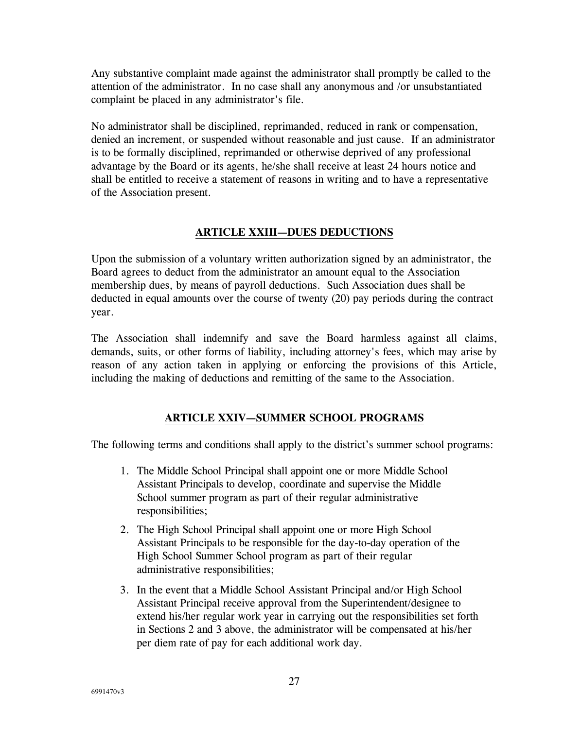Any substantive complaint made against the administrator shall promptly be called to the attention of the administrator. In no case shall any anonymous and /or unsubstantiated complaint be placed in any administrator's file.

No administrator shall be disciplined, reprimanded, reduced in rank or compensation, denied an increment, or suspended without reasonable and just cause. If an administrator is to be formally disciplined, reprimanded or otherwise deprived of any professional advantage by the Board or its agents, he/she shall receive at least 24 hours notice and shall be entitled to receive a statement of reasons in writing and to have a representative of the Association present.

## ARTICLE XXIII—DUES DEDUCTIONS

Upon the submission of a voluntary written authorization signed by an administrator, the Board agrees to deduct from the administrator an amount equal to the Association membership dues, by means of payroll deductions. Such Association dues shall be deducted in equal amounts over the course of twenty (20) pay periods during the contract year.

The Association shall indemnify and save the Board harmless against all claims, demands, suits, or other forms of liability, including attorney's fees, which may arise by reason of any action taken in applying or enforcing the provisions of this Article, including the making of deductions and remitting of the same to the Association.

## ARTICLE XXIV—SUMMER SCHOOL PROGRAMS

The following terms and conditions shall apply to the district's summer school programs:

1. The Middle School Principal shall appoint one or more Middle School Assistant Principals to develop, coordinate and supervise the Middle School summer program as part of their regular administrative responsibilities;
2. The High School Principal shall appoint one or more High School Assistant Principals to be responsible for the day-to-day operation of the High School Summer School program as part of their regular administrative responsibilities;
3. In the event that a Middle School Assistant Principal and/or High School Assistant Principal receive approval from the Superintendent/designee to extend his/her regular work year in carrying out the responsibilities set forth in Sections 2 and 3 above, the administrator will be compensated at his/her per diem rate of pay for each additional work day.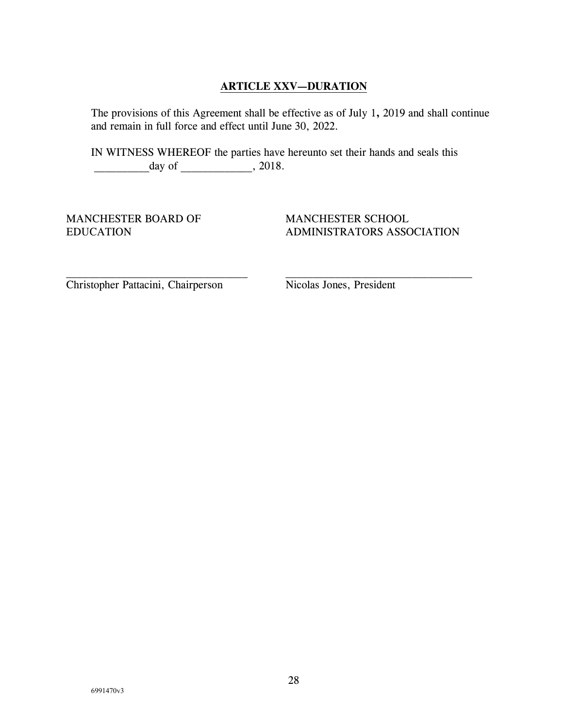## ARTICLE XXV—DURATION

The provisions of this Agreement shall be effective as of July 1, 2019 and shall continue and remain in full force and effect until June 30, 2022.

IN WITNESS WHEREOF the parties have hereunto set their hands and seals this __________day of _____________, 2018.

| MANCHESTER BOARD OF EDUCATION | MANCHESTER SCHOOL ADMINISTRATORS ASSOCIATION |
| --- | --- |
| _________________________________ | __________________________________ |
| Christopher Pattacini, Chairperson | Nicolas Jones, President |

6991470v3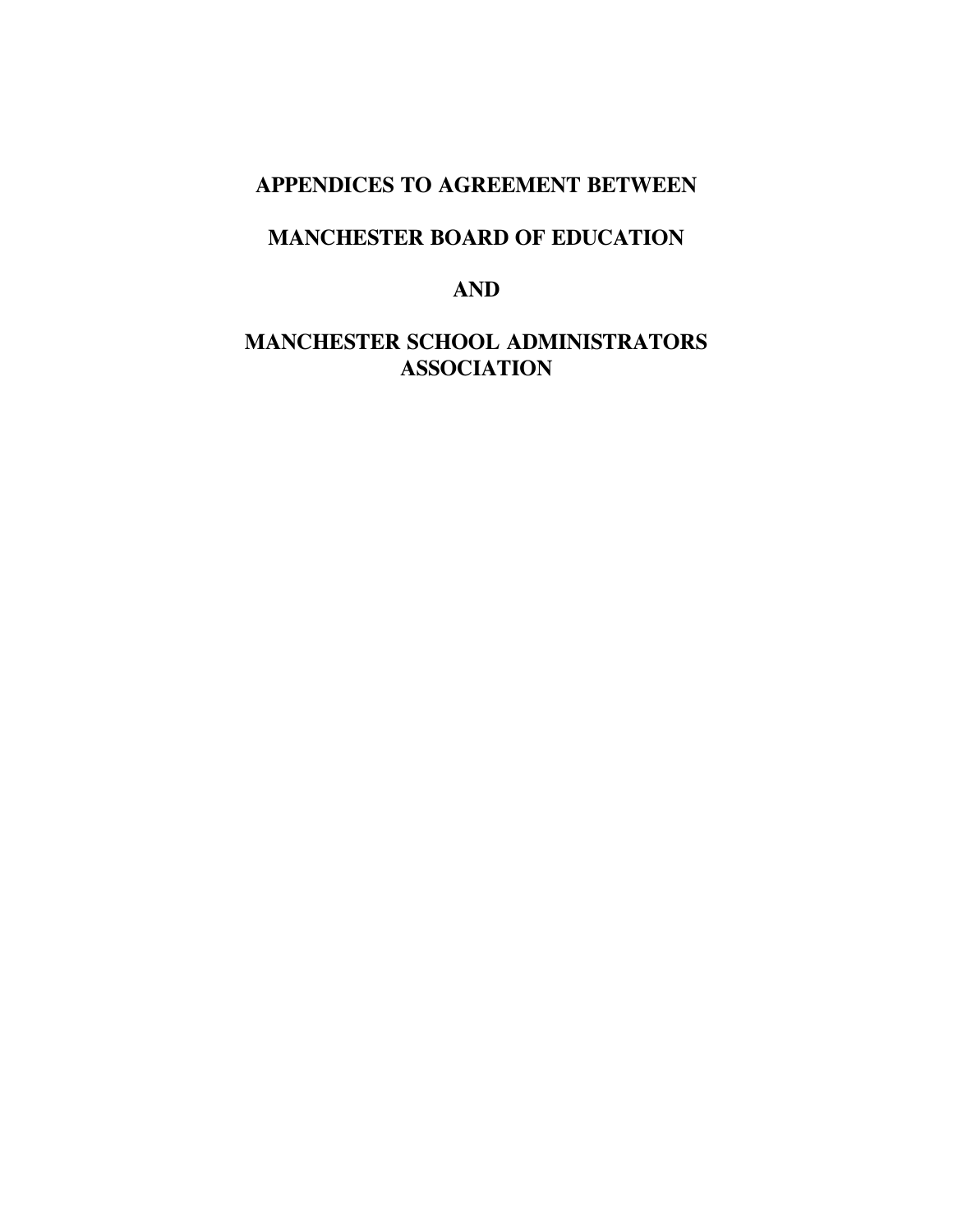# APPENDICES TO AGREEMENT BETWEEN

# MANCHESTER BOARD OF EDUCATION

# AND

# MANCHESTER SCHOOL ADMINISTRATORS ASSOCIATION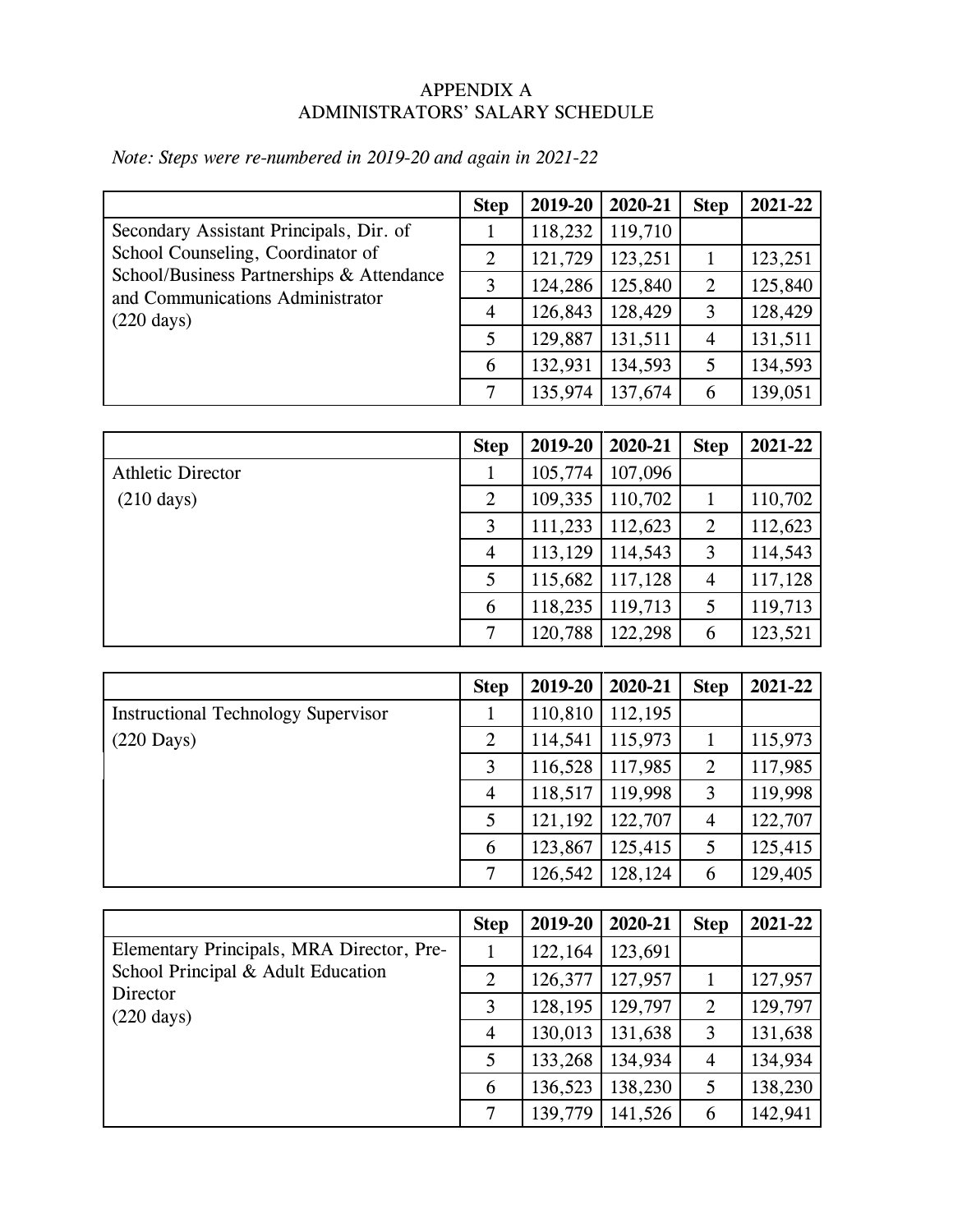# APPENDIX A
# ADMINISTRATORS' SALARY SCHEDULE

*Note: Steps were re-numbered in 2019-20 and again in 2021-22*

| | Step | 2019-20 | 2020-21 | Step | 2021-22 |
|---|---|---|---|---|---|
| Secondary Assistant Principals, Dir. of School Counseling, Coordinator of School/Business Partnerships & Attendance and Communications Administrator (220 days) | 1 | 118,232 | 119,710 | | |
| | 2 | 121,729 | 123,251 | 1 | 123,251 |
| | 3 | 124,286 | 125,840 | 2 | 125,840 |
| | 4 | 126,843 | 128,429 | 3 | 128,429 |
| | 5 | 129,887 | 131,511 | 4 | 131,511 |
| | 6 | 132,931 | 134,593 | 5 | 134,593 |
| | 7 | 135,974 | 137,674 | 6 | 139,051 |

| | Step | 2019-20 | 2020-21 | Step | 2021-22 |
|---|---|---|---|---|---|
| Athletic Director (210 days) | 1 | 105,774 | 107,096 | | |
| | 2 | 109,335 | 110,702 | 1 | 110,702 |
| | 3 | 111,233 | 112,623 | 2 | 112,623 |
| | 4 | 113,129 | 114,543 | 3 | 114,543 |
| | 5 | 115,682 | 117,128 | 4 | 117,128 |
| | 6 | 118,235 | 119,713 | 5 | 119,713 |
| | 7 | 120,788 | 122,298 | 6 | 123,521 |

| | Step | 2019-20 | 2020-21 | Step | 2021-22 |
|---|---|---|---|---|---|
| Instructional Technology Supervisor (220 Days) | 1 | 110,810 | 112,195 | | |
| | 2 | 114,541 | 115,973 | 1 | 115,973 |
| | 3 | 116,528 | 117,985 | 2 | 117,985 |
| | 4 | 118,517 | 119,998 | 3 | 119,998 |
| | 5 | 121,192 | 122,707 | 4 | 122,707 |
| | 6 | 123,867 | 125,415 | 5 | 125,415 |
| | 7 | 126,542 | 128,124 | 6 | 129,405 |

| | Step | 2019-20 | 2020-21 | Step | 2021-22 |
|---|---|---|---|---|---|
| Elementary Principals, MRA Director, Pre-School Principal & Adult Education Director (220 days) | 1 | 122,164 | 123,691 | | |
| | 2 | 126,377 | 127,957 | 1 | 127,957 |
| | 3 | 128,195 | 129,797 | 2 | 129,797 |
| | 4 | 130,013 | 131,638 | 3 | 131,638 |
| | 5 | 133,268 | 134,934 | 4 | 134,934 |
| | 6 | 136,523 | 138,230 | 5 | 138,230 |
| | 7 | 139,779 | 141,526 | 6 | 142,941 |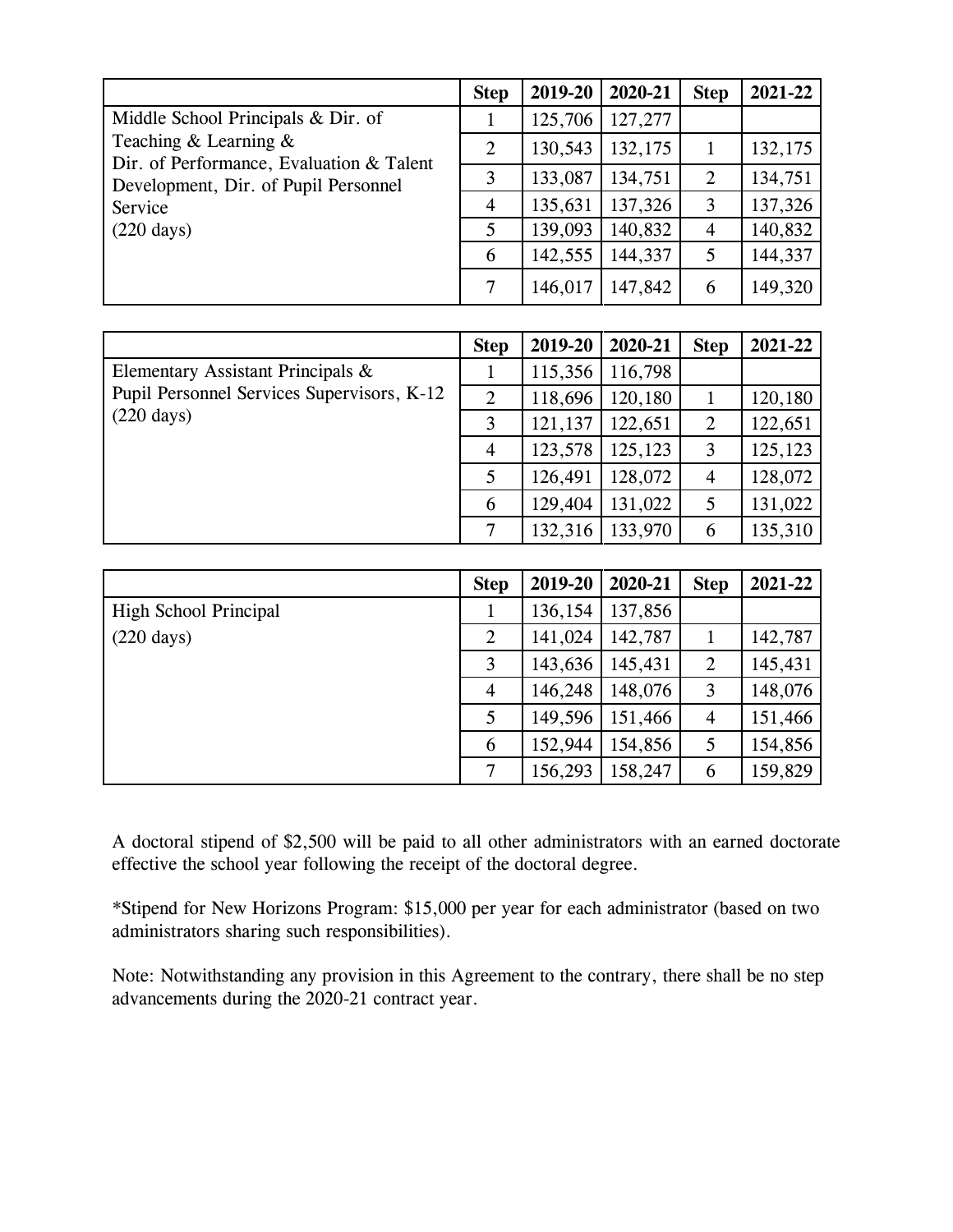| | Step | 2019-20 | 2020-21 | Step | 2021-22 |
|---|---|---|---|---|---|
| Middle School Principals & Dir. of Teaching & Learning & Dir. of Performance, Evaluation & Talent Development, Dir. of Pupil Personnel Service (220 days) | 1 | 125,706 | 127,277 | | |
| | 2 | 130,543 | 132,175 | 1 | 132,175 |
| | 3 | 133,087 | 134,751 | 2 | 134,751 |
| | 4 | 135,631 | 137,326 | 3 | 137,326 |
| | 5 | 139,093 | 140,832 | 4 | 140,832 |
| | 6 | 142,555 | 144,337 | 5 | 144,337 |
| | 7 | 146,017 | 147,842 | 6 | 149,320 |

| | Step | 2019-20 | 2020-21 | Step | 2021-22 |
|---|---|---|---|---|---|
| Elementary Assistant Principals & Pupil Personnel Services Supervisors, K-12 (220 days) | 1 | 115,356 | 116,798 | | |
| | 2 | 118,696 | 120,180 | 1 | 120,180 |
| | 3 | 121,137 | 122,651 | 2 | 122,651 |
| | 4 | 123,578 | 125,123 | 3 | 125,123 |
| | 5 | 126,491 | 128,072 | 4 | 128,072 |
| | 6 | 129,404 | 131,022 | 5 | 131,022 |
| | 7 | 132,316 | 133,970 | 6 | 135,310 |

| | Step | 2019-20 | 2020-21 | Step | 2021-22 |
|---|---|---|---|---|---|
| High School Principal (220 days) | 1 | 136,154 | 137,856 | | |
| | 2 | 141,024 | 142,787 | 1 | 142,787 |
| | 3 | 143,636 | 145,431 | 2 | 145,431 |
| | 4 | 146,248 | 148,076 | 3 | 148,076 |
| | 5 | 149,596 | 151,466 | 4 | 151,466 |
| | 6 | 152,944 | 154,856 | 5 | 154,856 |
| | 7 | 156,293 | 158,247 | 6 | 159,829 |

A doctoral stipend of $2,500 will be paid to all other administrators with an earned doctorate effective the school year following the receipt of the doctoral degree.

*Stipend for New Horizons Program: $15,000 per year for each administrator (based on two administrators sharing such responsibilities).

Note: Notwithstanding any provision in this Agreement to the contrary, there shall be no step advancements during the 2020-21 contract year.